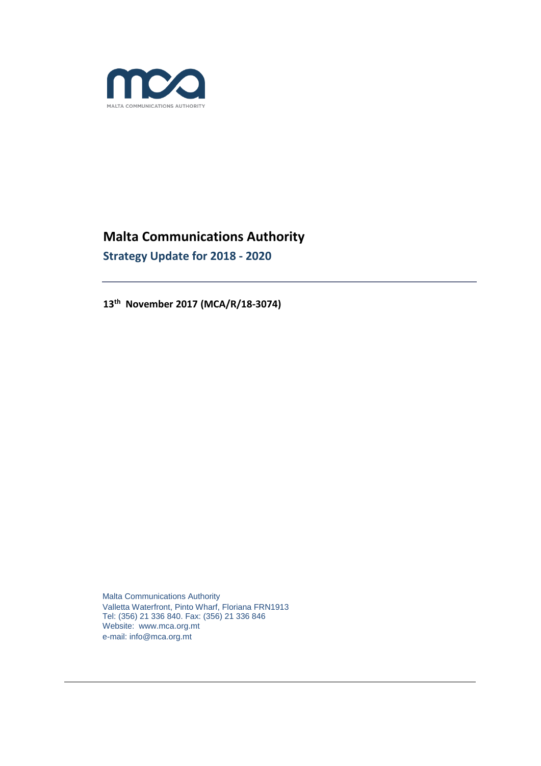# Malta Communications Authority

## Strategy Update for 2018 - 2020

**13th November 2017 (MCA/R/18-3074)**

Malta Communications Authority
Valletta Waterfront, Pinto Wharf, Floriana FRN1913
Tel: (356) 21 336 840. Fax: (356) 21 336 846
Website: www.mca.org.mt
e-mail: info@mca.org.mt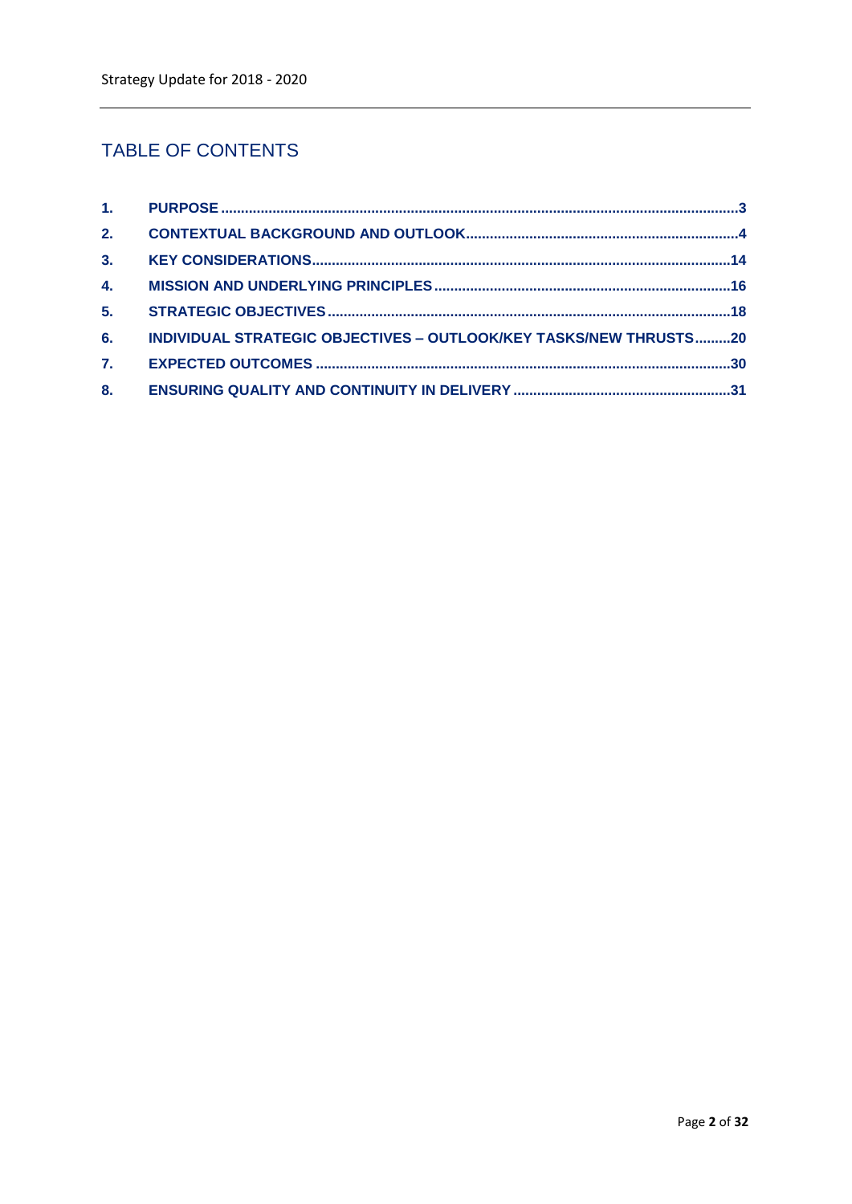## TABLE OF CONTENTS

1. PURPOSE .....3
2. CONTEXTUAL BACKGROUND AND OUTLOOK .....4
3. KEY CONSIDERATIONS .....14
4. MISSION AND UNDERLYING PRINCIPLES .....16
5. STRATEGIC OBJECTIVES .....18
6. INDIVIDUAL STRATEGIC OBJECTIVES – OUTLOOK/KEY TASKS/NEW THRUSTS .....20
7. EXPECTED OUTCOMES .....30
8. ENSURING QUALITY AND CONTINUITY IN DELIVERY .....31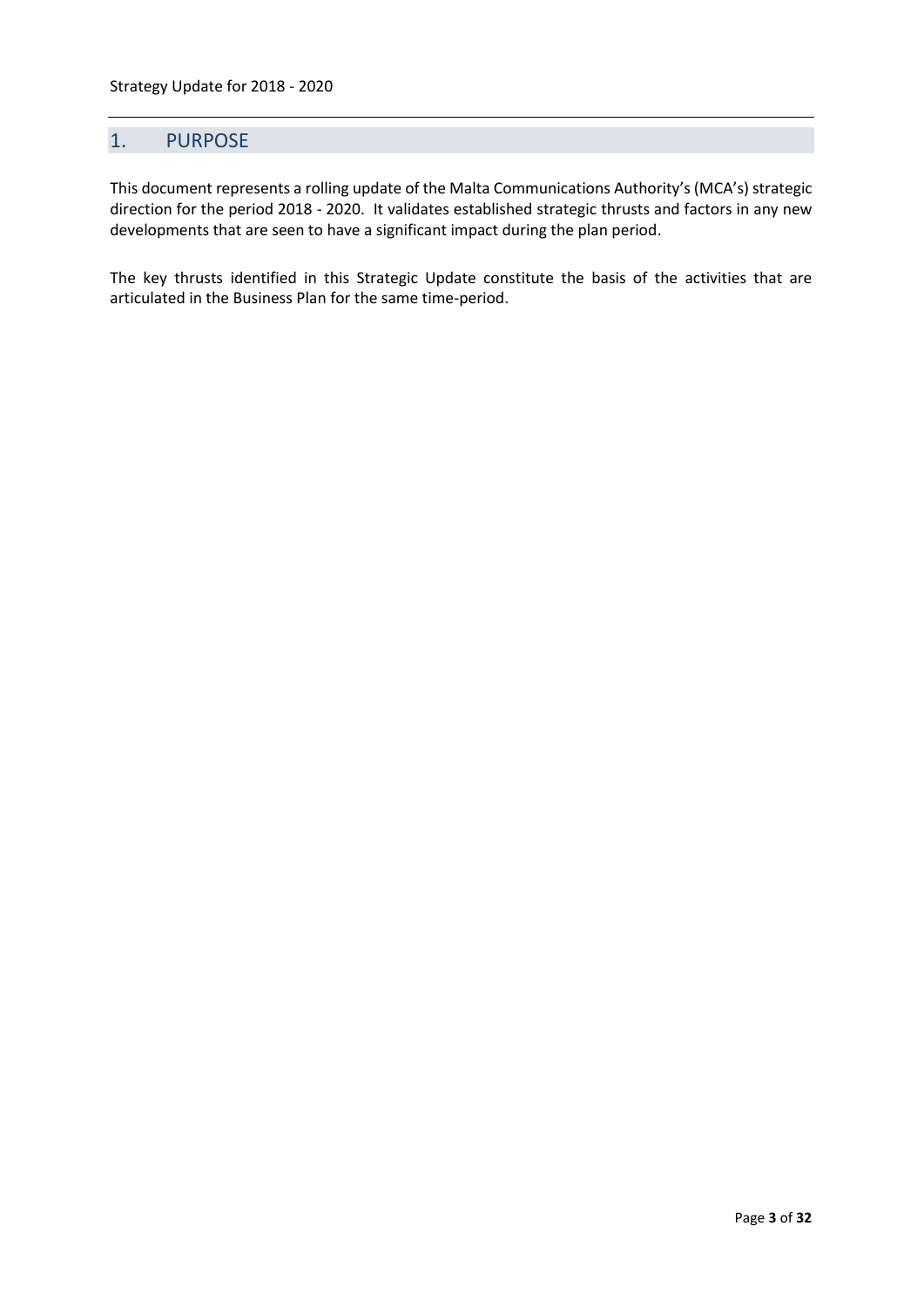# 1. PURPOSE

This document represents a rolling update of the Malta Communications Authority's (MCA's) strategic direction for the period 2018 - 2020. It validates established strategic thrusts and factors in any new developments that are seen to have a significant impact during the plan period.

The key thrusts identified in this Strategic Update constitute the basis of the activities that are articulated in the Business Plan for the same time-period.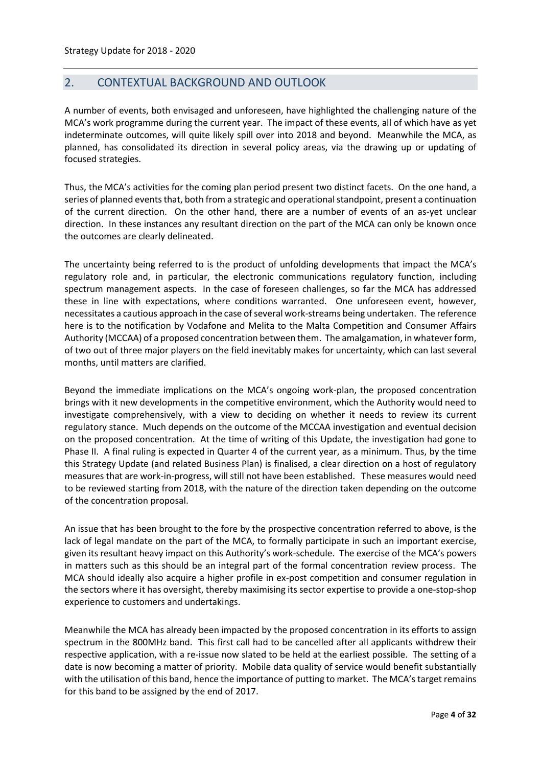## 2. CONTEXTUAL BACKGROUND AND OUTLOOK

A number of events, both envisaged and unforeseen, have highlighted the challenging nature of the MCA's work programme during the current year. The impact of these events, all of which have as yet indeterminate outcomes, will quite likely spill over into 2018 and beyond. Meanwhile the MCA, as planned, has consolidated its direction in several policy areas, via the drawing up or updating of focused strategies.

Thus, the MCA's activities for the coming plan period present two distinct facets. On the one hand, a series of planned events that, both from a strategic and operational standpoint, present a continuation of the current direction. On the other hand, there are a number of events of an as-yet unclear direction. In these instances any resultant direction on the part of the MCA can only be known once the outcomes are clearly delineated.

The uncertainty being referred to is the product of unfolding developments that impact the MCA's regulatory role and, in particular, the electronic communications regulatory function, including spectrum management aspects. In the case of foreseen challenges, so far the MCA has addressed these in line with expectations, where conditions warranted. One unforeseen event, however, necessitates a cautious approach in the case of several work-streams being undertaken. The reference here is to the notification by Vodafone and Melita to the Malta Competition and Consumer Affairs Authority (MCCAA) of a proposed concentration between them. The amalgamation, in whatever form, of two out of three major players on the field inevitably makes for uncertainty, which can last several months, until matters are clarified.

Beyond the immediate implications on the MCA's ongoing work-plan, the proposed concentration brings with it new developments in the competitive environment, which the Authority would need to investigate comprehensively, with a view to deciding on whether it needs to review its current regulatory stance. Much depends on the outcome of the MCCAA investigation and eventual decision on the proposed concentration. At the time of writing of this Update, the investigation had gone to Phase II. A final ruling is expected in Quarter 4 of the current year, as a minimum. Thus, by the time this Strategy Update (and related Business Plan) is finalised, a clear direction on a host of regulatory measures that are work-in-progress, will still not have been established. These measures would need to be reviewed starting from 2018, with the nature of the direction taken depending on the outcome of the concentration proposal.

An issue that has been brought to the fore by the prospective concentration referred to above, is the lack of legal mandate on the part of the MCA, to formally participate in such an important exercise, given its resultant heavy impact on this Authority's work-schedule. The exercise of the MCA's powers in matters such as this should be an integral part of the formal concentration review process. The MCA should ideally also acquire a higher profile in ex-post competition and consumer regulation in the sectors where it has oversight, thereby maximising its sector expertise to provide a one-stop-shop experience to customers and undertakings.

Meanwhile the MCA has already been impacted by the proposed concentration in its efforts to assign spectrum in the 800MHz band. This first call had to be cancelled after all applicants withdrew their respective application, with a re-issue now slated to be held at the earliest possible. The setting of a date is now becoming a matter of priority. Mobile data quality of service would benefit substantially with the utilisation of this band, hence the importance of putting to market. The MCA's target remains for this band to be assigned by the end of 2017.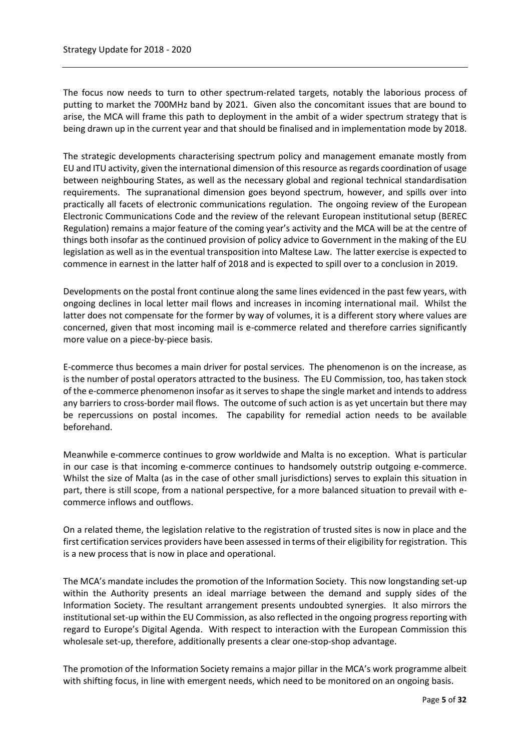The focus now needs to turn to other spectrum-related targets, notably the laborious process of putting to market the 700MHz band by 2021. Given also the concomitant issues that are bound to arise, the MCA will frame this path to deployment in the ambit of a wider spectrum strategy that is being drawn up in the current year and that should be finalised and in implementation mode by 2018.

The strategic developments characterising spectrum policy and management emanate mostly from EU and ITU activity, given the international dimension of this resource as regards coordination of usage between neighbouring States, as well as the necessary global and regional technical standardisation requirements. The supranational dimension goes beyond spectrum, however, and spills over into practically all facets of electronic communications regulation. The ongoing review of the European Electronic Communications Code and the review of the relevant European institutional setup (BEREC Regulation) remains a major feature of the coming year's activity and the MCA will be at the centre of things both insofar as the continued provision of policy advice to Government in the making of the EU legislation as well as in the eventual transposition into Maltese Law. The latter exercise is expected to commence in earnest in the latter half of 2018 and is expected to spill over to a conclusion in 2019.

Developments on the postal front continue along the same lines evidenced in the past few years, with ongoing declines in local letter mail flows and increases in incoming international mail. Whilst the latter does not compensate for the former by way of volumes, it is a different story where values are concerned, given that most incoming mail is e-commerce related and therefore carries significantly more value on a piece-by-piece basis.

E-commerce thus becomes a main driver for postal services. The phenomenon is on the increase, as is the number of postal operators attracted to the business. The EU Commission, too, has taken stock of the e-commerce phenomenon insofar as it serves to shape the single market and intends to address any barriers to cross-border mail flows. The outcome of such action is as yet uncertain but there may be repercussions on postal incomes. The capability for remedial action needs to be available beforehand.

Meanwhile e-commerce continues to grow worldwide and Malta is no exception. What is particular in our case is that incoming e-commerce continues to handsomely outstrip outgoing e-commerce. Whilst the size of Malta (as in the case of other small jurisdictions) serves to explain this situation in part, there is still scope, from a national perspective, for a more balanced situation to prevail with e-commerce inflows and outflows.

On a related theme, the legislation relative to the registration of trusted sites is now in place and the first certification services providers have been assessed in terms of their eligibility for registration. This is a new process that is now in place and operational.

The MCA's mandate includes the promotion of the Information Society. This now longstanding set-up within the Authority presents an ideal marriage between the demand and supply sides of the Information Society. The resultant arrangement presents undoubted synergies. It also mirrors the institutional set-up within the EU Commission, as also reflected in the ongoing progress reporting with regard to Europe's Digital Agenda. With respect to interaction with the European Commission this wholesale set-up, therefore, additionally presents a clear one-stop-shop advantage.

The promotion of the Information Society remains a major pillar in the MCA's work programme albeit with shifting focus, in line with emergent needs, which need to be monitored on an ongoing basis.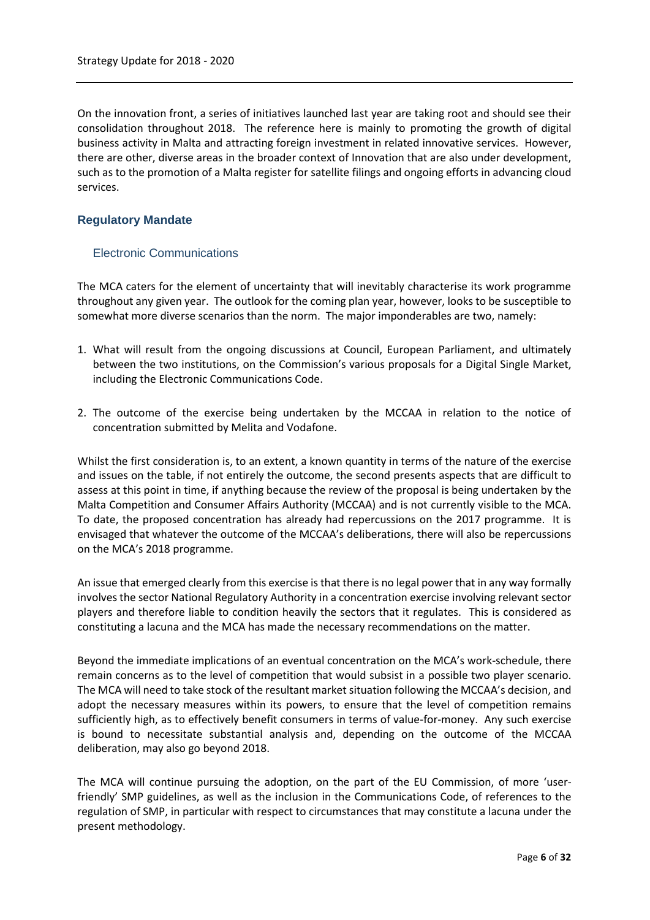On the innovation front, a series of initiatives launched last year are taking root and should see their consolidation throughout 2018. The reference here is mainly to promoting the growth of digital business activity in Malta and attracting foreign investment in related innovative services. However, there are other, diverse areas in the broader context of Innovation that are also under development, such as to the promotion of a Malta register for satellite filings and ongoing efforts in advancing cloud services.

## Regulatory Mandate

### Electronic Communications

The MCA caters for the element of uncertainty that will inevitably characterise its work programme throughout any given year. The outlook for the coming plan year, however, looks to be susceptible to somewhat more diverse scenarios than the norm. The major imponderables are two, namely:

1. What will result from the ongoing discussions at Council, European Parliament, and ultimately between the two institutions, on the Commission's various proposals for a Digital Single Market, including the Electronic Communications Code.

2. The outcome of the exercise being undertaken by the MCCAA in relation to the notice of concentration submitted by Melita and Vodafone.

Whilst the first consideration is, to an extent, a known quantity in terms of the nature of the exercise and issues on the table, if not entirely the outcome, the second presents aspects that are difficult to assess at this point in time, if anything because the review of the proposal is being undertaken by the Malta Competition and Consumer Affairs Authority (MCCAA) and is not currently visible to the MCA. To date, the proposed concentration has already had repercussions on the 2017 programme. It is envisaged that whatever the outcome of the MCCAA's deliberations, there will also be repercussions on the MCA's 2018 programme.

An issue that emerged clearly from this exercise is that there is no legal power that in any way formally involves the sector National Regulatory Authority in a concentration exercise involving relevant sector players and therefore liable to condition heavily the sectors that it regulates. This is considered as constituting a lacuna and the MCA has made the necessary recommendations on the matter.

Beyond the immediate implications of an eventual concentration on the MCA's work-schedule, there remain concerns as to the level of competition that would subsist in a possible two player scenario. The MCA will need to take stock of the resultant market situation following the MCCAA's decision, and adopt the necessary measures within its powers, to ensure that the level of competition remains sufficiently high, as to effectively benefit consumers in terms of value-for-money. Any such exercise is bound to necessitate substantial analysis and, depending on the outcome of the MCCAA deliberation, may also go beyond 2018.

The MCA will continue pursuing the adoption, on the part of the EU Commission, of more 'user-friendly' SMP guidelines, as well as the inclusion in the Communications Code, of references to the regulation of SMP, in particular with respect to circumstances that may constitute a lacuna under the present methodology.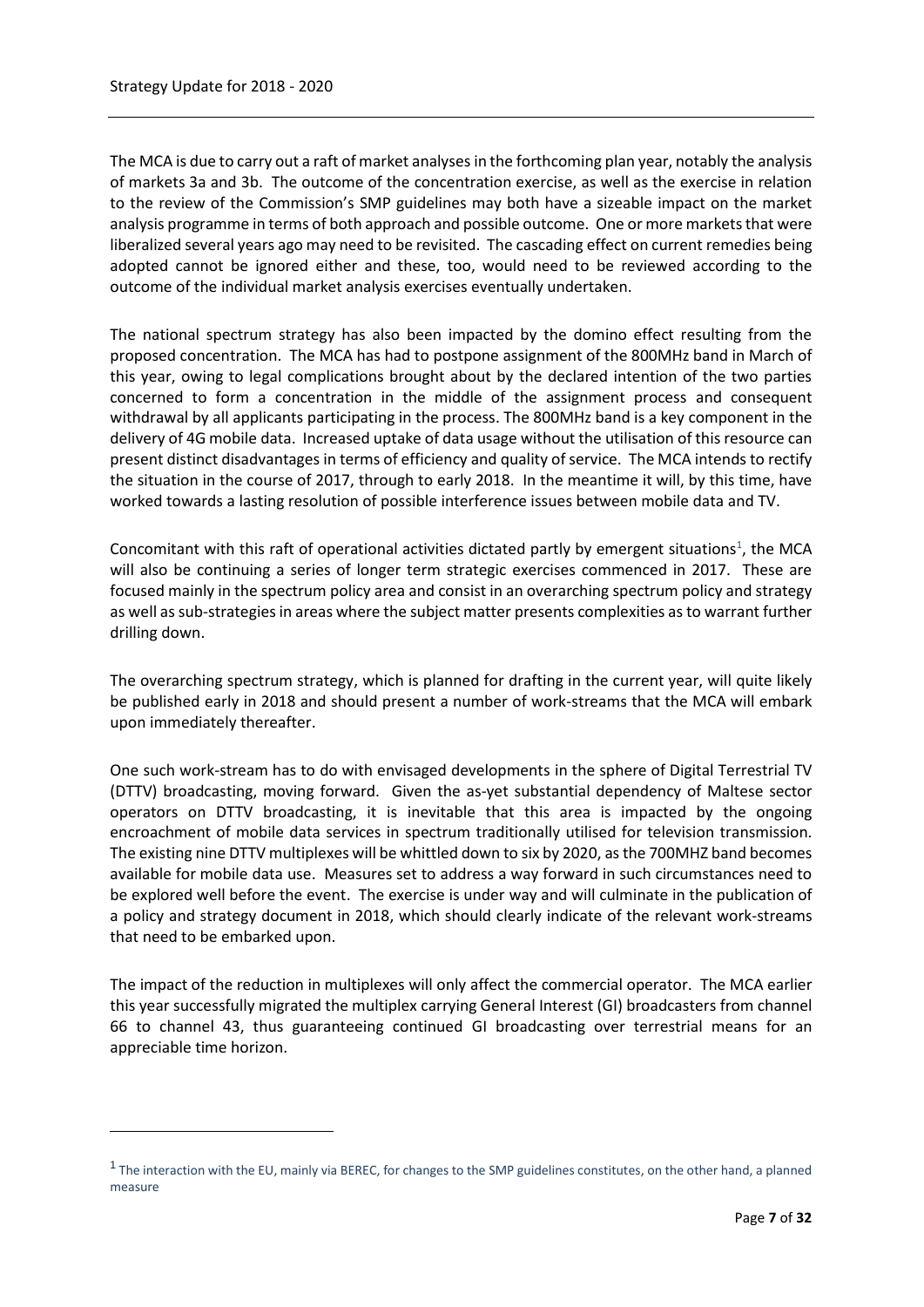The MCA is due to carry out a raft of market analyses in the forthcoming plan year, notably the analysis of markets 3a and 3b. The outcome of the concentration exercise, as well as the exercise in relation to the review of the Commission's SMP guidelines may both have a sizeable impact on the market analysis programme in terms of both approach and possible outcome. One or more markets that were liberalized several years ago may need to be revisited. The cascading effect on current remedies being adopted cannot be ignored either and these, too, would need to be reviewed according to the outcome of the individual market analysis exercises eventually undertaken.

The national spectrum strategy has also been impacted by the domino effect resulting from the proposed concentration. The MCA has had to postpone assignment of the 800MHz band in March of this year, owing to legal complications brought about by the declared intention of the two parties concerned to form a concentration in the middle of the assignment process and consequent withdrawal by all applicants participating in the process. The 800MHz band is a key component in the delivery of 4G mobile data. Increased uptake of data usage without the utilisation of this resource can present distinct disadvantages in terms of efficiency and quality of service. The MCA intends to rectify the situation in the course of 2017, through to early 2018. In the meantime it will, by this time, have worked towards a lasting resolution of possible interference issues between mobile data and TV.

Concomitant with this raft of operational activities dictated partly by emergent situations[1], the MCA will also be continuing a series of longer term strategic exercises commenced in 2017. These are focused mainly in the spectrum policy area and consist in an overarching spectrum policy and strategy as well as sub-strategies in areas where the subject matter presents complexities as to warrant further drilling down.

The overarching spectrum strategy, which is planned for drafting in the current year, will quite likely be published early in 2018 and should present a number of work-streams that the MCA will embark upon immediately thereafter.

One such work-stream has to do with envisaged developments in the sphere of Digital Terrestrial TV (DTTV) broadcasting, moving forward. Given the as-yet substantial dependency of Maltese sector operators on DTTV broadcasting, it is inevitable that this area is impacted by the ongoing encroachment of mobile data services in spectrum traditionally utilised for television transmission. The existing nine DTTV multiplexes will be whittled down to six by 2020, as the 700MHZ band becomes available for mobile data use. Measures set to address a way forward in such circumstances need to be explored well before the event. The exercise is under way and will culminate in the publication of a policy and strategy document in 2018, which should clearly indicate of the relevant work-streams that need to be embarked upon.

The impact of the reduction in multiplexes will only affect the commercial operator. The MCA earlier this year successfully migrated the multiplex carrying General Interest (GI) broadcasters from channel 66 to channel 43, thus guaranteeing continued GI broadcasting over terrestrial means for an appreciable time horizon.

---

[1] The interaction with the EU, mainly via BEREC, for changes to the SMP guidelines constitutes, on the other hand, a planned measure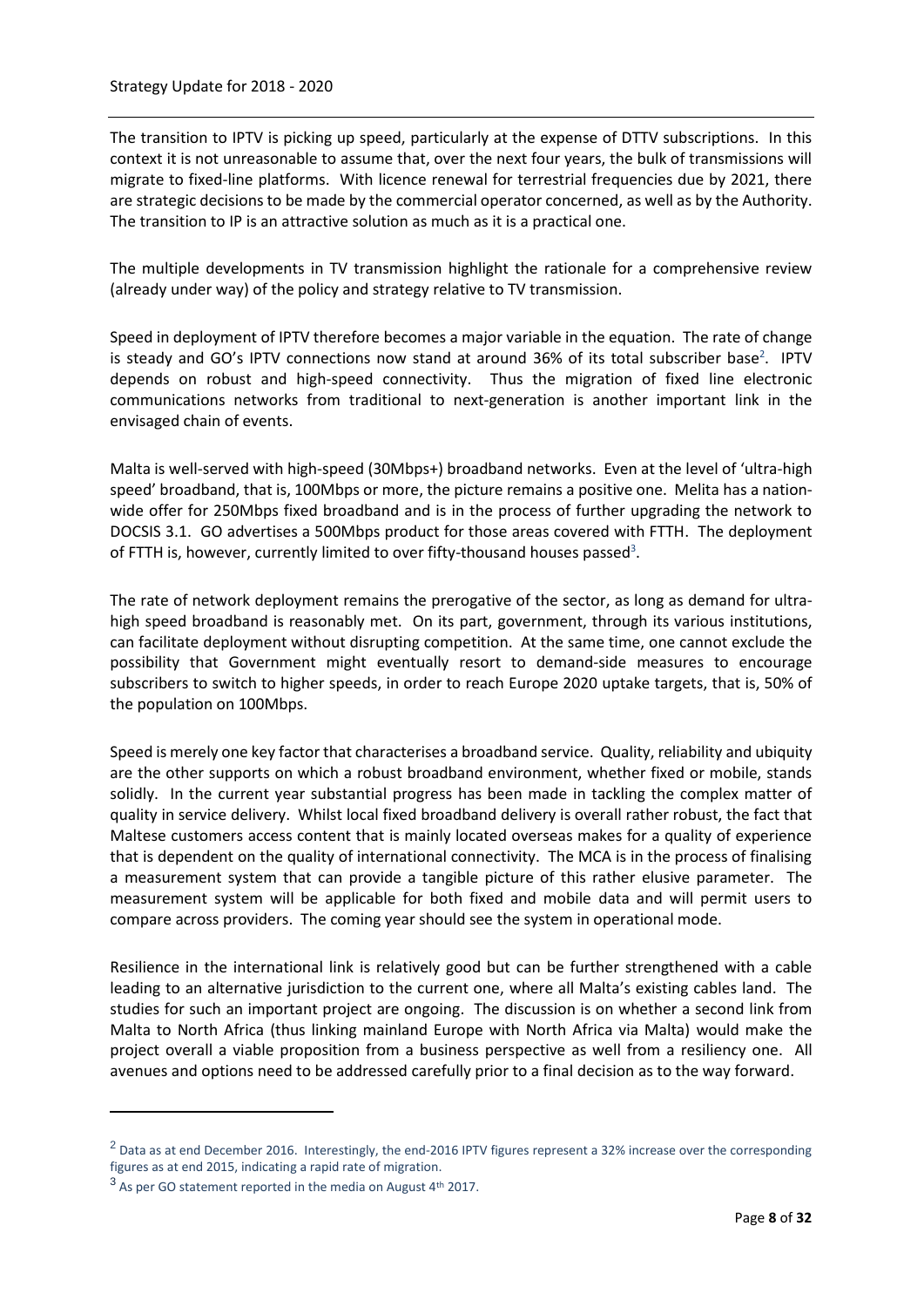The transition to IPTV is picking up speed, particularly at the expense of DTTV subscriptions. In this context it is not unreasonable to assume that, over the next four years, the bulk of transmissions will migrate to fixed-line platforms. With licence renewal for terrestrial frequencies due by 2021, there are strategic decisions to be made by the commercial operator concerned, as well as by the Authority. The transition to IP is an attractive solution as much as it is a practical one.

The multiple developments in TV transmission highlight the rationale for a comprehensive review (already under way) of the policy and strategy relative to TV transmission.

Speed in deployment of IPTV therefore becomes a major variable in the equation. The rate of change is steady and GO's IPTV connections now stand at around 36% of its total subscriber base[2]. IPTV depends on robust and high-speed connectivity. Thus the migration of fixed line electronic communications networks from traditional to next-generation is another important link in the envisaged chain of events.

Malta is well-served with high-speed (30Mbps+) broadband networks. Even at the level of 'ultra-high speed' broadband, that is, 100Mbps or more, the picture remains a positive one. Melita has a nation-wide offer for 250Mbps fixed broadband and is in the process of further upgrading the network to DOCSIS 3.1. GO advertises a 500Mbps product for those areas covered with FTTH. The deployment of FTTH is, however, currently limited to over fifty-thousand houses passed[3].

The rate of network deployment remains the prerogative of the sector, as long as demand for ultra-high speed broadband is reasonably met. On its part, government, through its various institutions, can facilitate deployment without disrupting competition. At the same time, one cannot exclude the possibility that Government might eventually resort to demand-side measures to encourage subscribers to switch to higher speeds, in order to reach Europe 2020 uptake targets, that is, 50% of the population on 100Mbps.

Speed is merely one key factor that characterises a broadband service. Quality, reliability and ubiquity are the other supports on which a robust broadband environment, whether fixed or mobile, stands solidly. In the current year substantial progress has been made in tackling the complex matter of quality in service delivery. Whilst local fixed broadband delivery is overall rather robust, the fact that Maltese customers access content that is mainly located overseas makes for a quality of experience that is dependent on the quality of international connectivity. The MCA is in the process of finalising a measurement system that can provide a tangible picture of this rather elusive parameter. The measurement system will be applicable for both fixed and mobile data and will permit users to compare across providers. The coming year should see the system in operational mode.

Resilience in the international link is relatively good but can be further strengthened with a cable leading to an alternative jurisdiction to the current one, where all Malta's existing cables land. The studies for such an important project are ongoing. The discussion is on whether a second link from Malta to North Africa (thus linking mainland Europe with North Africa via Malta) would make the project overall a viable proposition from a business perspective as well from a resiliency one. All avenues and options need to be addressed carefully prior to a final decision as to the way forward.

---

[2] Data as at end December 2016. Interestingly, the end-2016 IPTV figures represent a 32% increase over the corresponding figures as at end 2015, indicating a rapid rate of migration.

[3] As per GO statement reported in the media on August 4th 2017.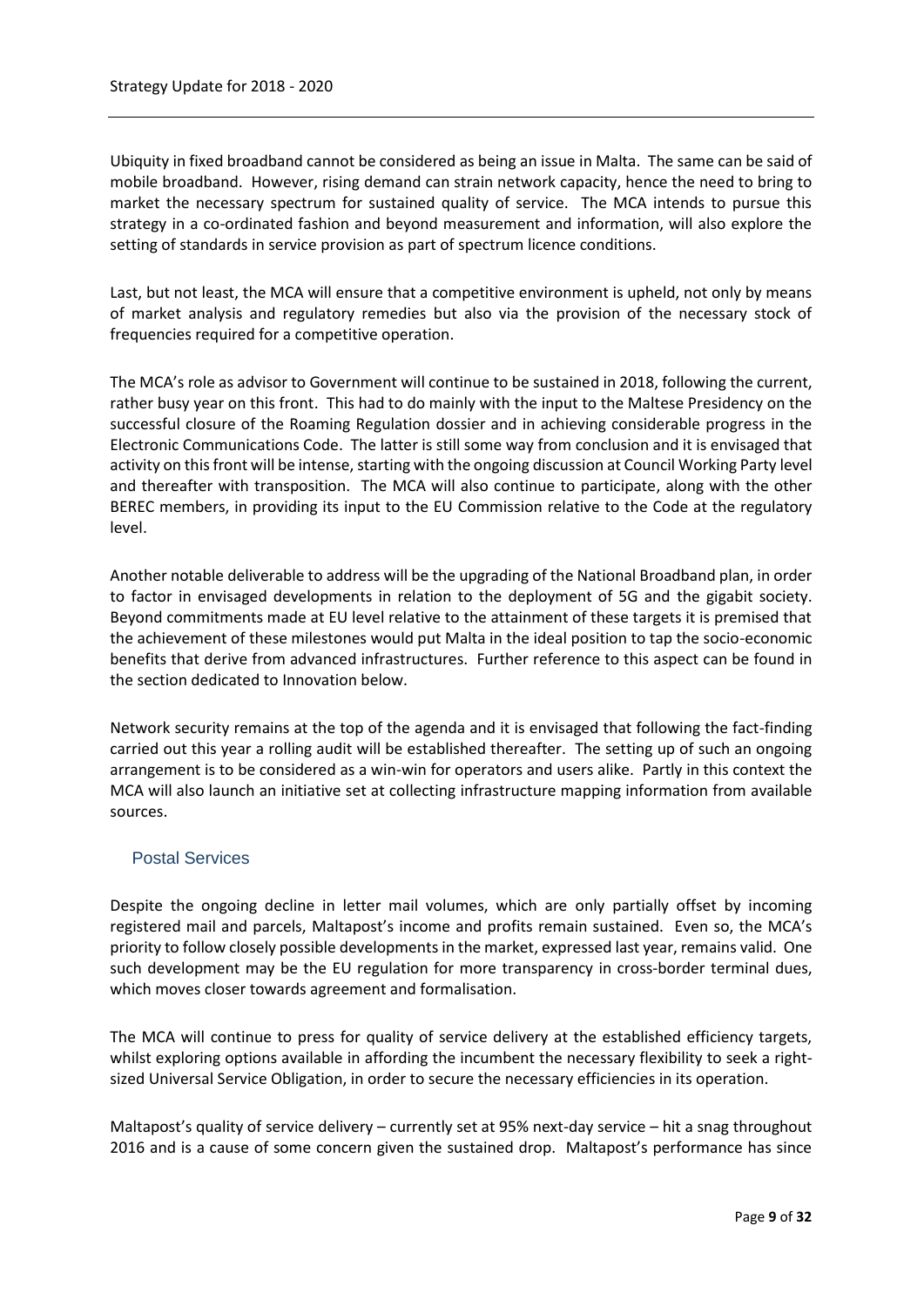Ubiquity in fixed broadband cannot be considered as being an issue in Malta. The same can be said of mobile broadband. However, rising demand can strain network capacity, hence the need to bring to market the necessary spectrum for sustained quality of service. The MCA intends to pursue this strategy in a co-ordinated fashion and beyond measurement and information, will also explore the setting of standards in service provision as part of spectrum licence conditions.

Last, but not least, the MCA will ensure that a competitive environment is upheld, not only by means of market analysis and regulatory remedies but also via the provision of the necessary stock of frequencies required for a competitive operation.

The MCA's role as advisor to Government will continue to be sustained in 2018, following the current, rather busy year on this front. This had to do mainly with the input to the Maltese Presidency on the successful closure of the Roaming Regulation dossier and in achieving considerable progress in the Electronic Communications Code. The latter is still some way from conclusion and it is envisaged that activity on this front will be intense, starting with the ongoing discussion at Council Working Party level and thereafter with transposition. The MCA will also continue to participate, along with the other BEREC members, in providing its input to the EU Commission relative to the Code at the regulatory level.

Another notable deliverable to address will be the upgrading of the National Broadband plan, in order to factor in envisaged developments in relation to the deployment of 5G and the gigabit society. Beyond commitments made at EU level relative to the attainment of these targets it is premised that the achievement of these milestones would put Malta in the ideal position to tap the socio-economic benefits that derive from advanced infrastructures. Further reference to this aspect can be found in the section dedicated to Innovation below.

Network security remains at the top of the agenda and it is envisaged that following the fact-finding carried out this year a rolling audit will be established thereafter. The setting up of such an ongoing arrangement is to be considered as a win-win for operators and users alike. Partly in this context the MCA will also launch an initiative set at collecting infrastructure mapping information from available sources.

## Postal Services

Despite the ongoing decline in letter mail volumes, which are only partially offset by incoming registered mail and parcels, Maltapost's income and profits remain sustained. Even so, the MCA's priority to follow closely possible developments in the market, expressed last year, remains valid. One such development may be the EU regulation for more transparency in cross-border terminal dues, which moves closer towards agreement and formalisation.

The MCA will continue to press for quality of service delivery at the established efficiency targets, whilst exploring options available in affording the incumbent the necessary flexibility to seek a right-sized Universal Service Obligation, in order to secure the necessary efficiencies in its operation.

Maltapost's quality of service delivery – currently set at 95% next-day service – hit a snag throughout 2016 and is a cause of some concern given the sustained drop. Maltapost's performance has since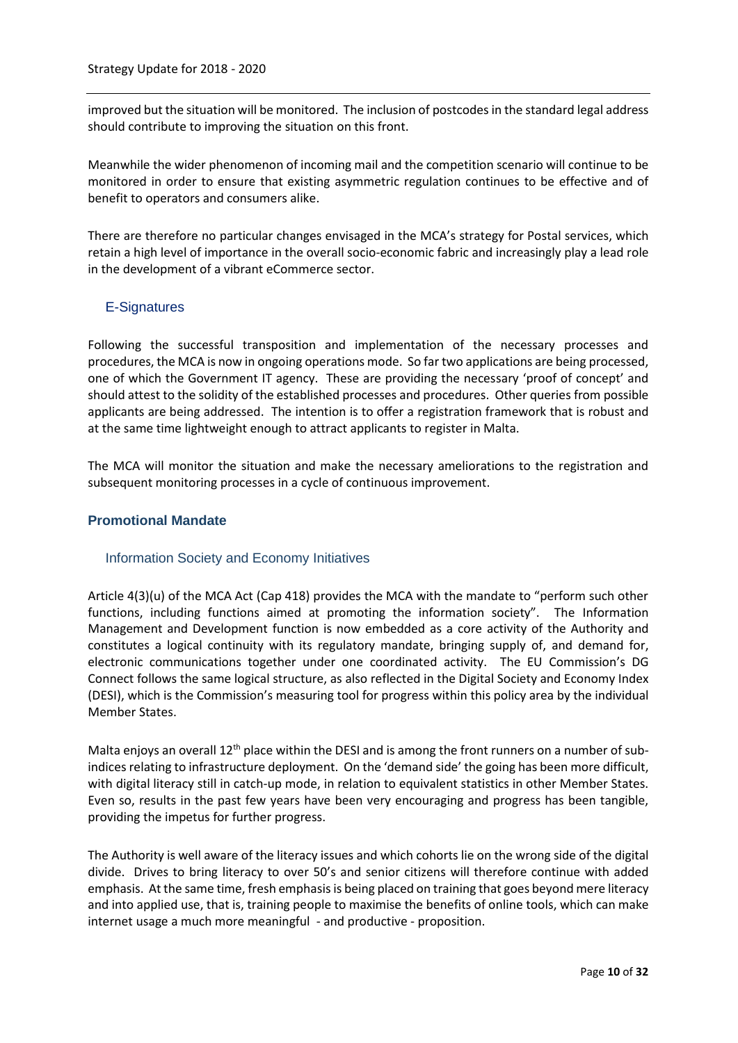improved but the situation will be monitored. The inclusion of postcodes in the standard legal address should contribute to improving the situation on this front.

Meanwhile the wider phenomenon of incoming mail and the competition scenario will continue to be monitored in order to ensure that existing asymmetric regulation continues to be effective and of benefit to operators and consumers alike.

There are therefore no particular changes envisaged in the MCA's strategy for Postal services, which retain a high level of importance in the overall socio-economic fabric and increasingly play a lead role in the development of a vibrant eCommerce sector.

### E-Signatures

Following the successful transposition and implementation of the necessary processes and procedures, the MCA is now in ongoing operations mode. So far two applications are being processed, one of which the Government IT agency. These are providing the necessary 'proof of concept' and should attest to the solidity of the established processes and procedures. Other queries from possible applicants are being addressed. The intention is to offer a registration framework that is robust and at the same time lightweight enough to attract applicants to register in Malta.

The MCA will monitor the situation and make the necessary ameliorations to the registration and subsequent monitoring processes in a cycle of continuous improvement.

## Promotional Mandate

### Information Society and Economy Initiatives

Article 4(3)(u) of the MCA Act (Cap 418) provides the MCA with the mandate to "perform such other functions, including functions aimed at promoting the information society". The Information Management and Development function is now embedded as a core activity of the Authority and constitutes a logical continuity with its regulatory mandate, bringing supply of, and demand for, electronic communications together under one coordinated activity. The EU Commission's DG Connect follows the same logical structure, as also reflected in the Digital Society and Economy Index (DESI), which is the Commission's measuring tool for progress within this policy area by the individual Member States.

Malta enjoys an overall 12th place within the DESI and is among the front runners on a number of sub-indices relating to infrastructure deployment. On the 'demand side' the going has been more difficult, with digital literacy still in catch-up mode, in relation to equivalent statistics in other Member States. Even so, results in the past few years have been very encouraging and progress has been tangible, providing the impetus for further progress.

The Authority is well aware of the literacy issues and which cohorts lie on the wrong side of the digital divide. Drives to bring literacy to over 50's and senior citizens will therefore continue with added emphasis. At the same time, fresh emphasis is being placed on training that goes beyond mere literacy and into applied use, that is, training people to maximise the benefits of online tools, which can make internet usage a much more meaningful - and productive - proposition.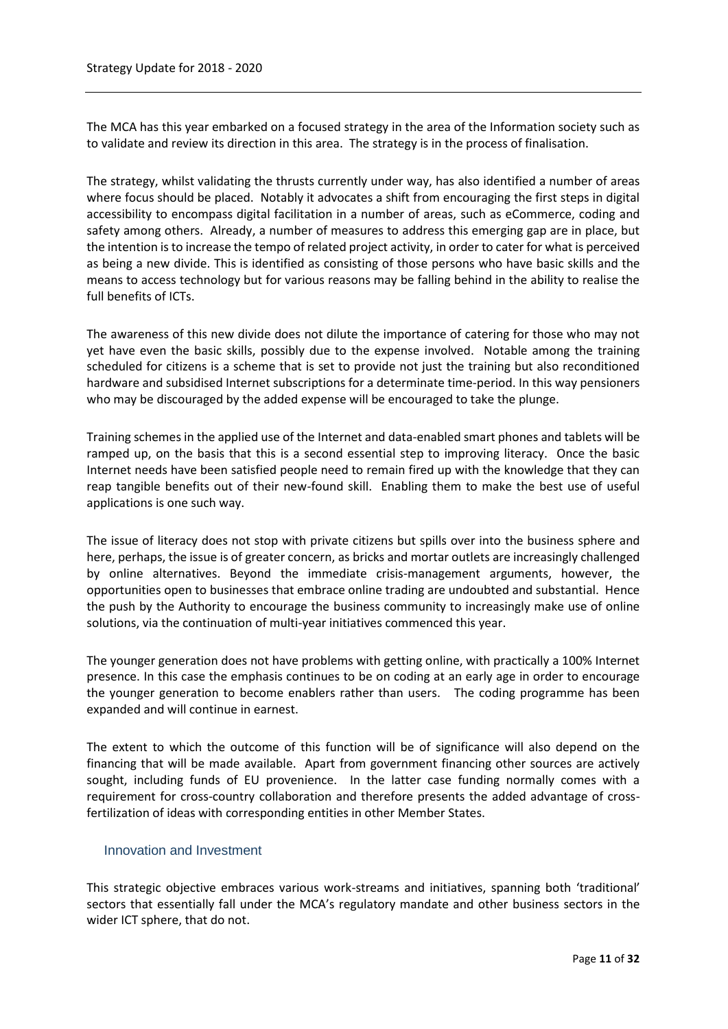The MCA has this year embarked on a focused strategy in the area of the Information society such as to validate and review its direction in this area. The strategy is in the process of finalisation.

The strategy, whilst validating the thrusts currently under way, has also identified a number of areas where focus should be placed. Notably it advocates a shift from encouraging the first steps in digital accessibility to encompass digital facilitation in a number of areas, such as eCommerce, coding and safety among others. Already, a number of measures to address this emerging gap are in place, but the intention is to increase the tempo of related project activity, in order to cater for what is perceived as being a new divide. This is identified as consisting of those persons who have basic skills and the means to access technology but for various reasons may be falling behind in the ability to realise the full benefits of ICTs.

The awareness of this new divide does not dilute the importance of catering for those who may not yet have even the basic skills, possibly due to the expense involved. Notable among the training scheduled for citizens is a scheme that is set to provide not just the training but also reconditioned hardware and subsidised Internet subscriptions for a determinate time-period. In this way pensioners who may be discouraged by the added expense will be encouraged to take the plunge.

Training schemes in the applied use of the Internet and data-enabled smart phones and tablets will be ramped up, on the basis that this is a second essential step to improving literacy. Once the basic Internet needs have been satisfied people need to remain fired up with the knowledge that they can reap tangible benefits out of their new-found skill. Enabling them to make the best use of useful applications is one such way.

The issue of literacy does not stop with private citizens but spills over into the business sphere and here, perhaps, the issue is of greater concern, as bricks and mortar outlets are increasingly challenged by online alternatives. Beyond the immediate crisis-management arguments, however, the opportunities open to businesses that embrace online trading are undoubted and substantial. Hence the push by the Authority to encourage the business community to increasingly make use of online solutions, via the continuation of multi-year initiatives commenced this year.

The younger generation does not have problems with getting online, with practically a 100% Internet presence. In this case the emphasis continues to be on coding at an early age in order to encourage the younger generation to become enablers rather than users. The coding programme has been expanded and will continue in earnest.

The extent to which the outcome of this function will be of significance will also depend on the financing that will be made available. Apart from government financing other sources are actively sought, including funds of EU provenience. In the latter case funding normally comes with a requirement for cross-country collaboration and therefore presents the added advantage of cross-fertilization of ideas with corresponding entities in other Member States.

## Innovation and Investment

This strategic objective embraces various work-streams and initiatives, spanning both 'traditional' sectors that essentially fall under the MCA's regulatory mandate and other business sectors in the wider ICT sphere, that do not.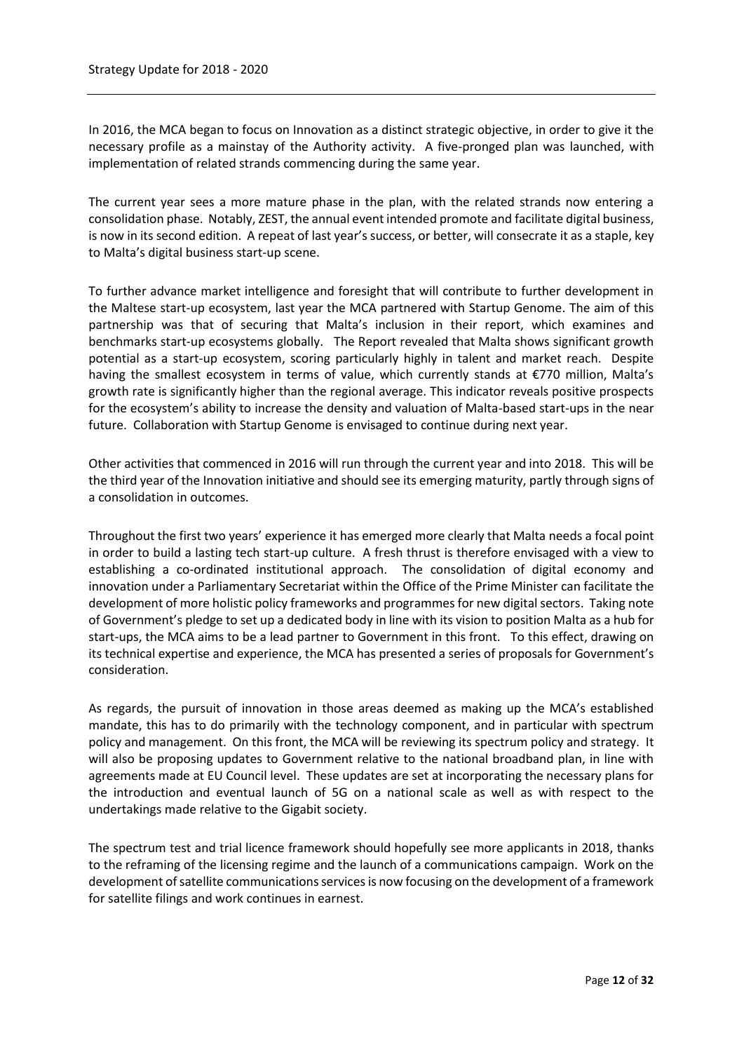In 2016, the MCA began to focus on Innovation as a distinct strategic objective, in order to give it the necessary profile as a mainstay of the Authority activity. A five-pronged plan was launched, with implementation of related strands commencing during the same year.

The current year sees a more mature phase in the plan, with the related strands now entering a consolidation phase. Notably, ZEST, the annual event intended promote and facilitate digital business, is now in its second edition. A repeat of last year's success, or better, will consecrate it as a staple, key to Malta's digital business start-up scene.

To further advance market intelligence and foresight that will contribute to further development in the Maltese start-up ecosystem, last year the MCA partnered with Startup Genome. The aim of this partnership was that of securing that Malta's inclusion in their report, which examines and benchmarks start-up ecosystems globally. The Report revealed that Malta shows significant growth potential as a start-up ecosystem, scoring particularly highly in talent and market reach. Despite having the smallest ecosystem in terms of value, which currently stands at €770 million, Malta's growth rate is significantly higher than the regional average. This indicator reveals positive prospects for the ecosystem's ability to increase the density and valuation of Malta-based start-ups in the near future. Collaboration with Startup Genome is envisaged to continue during next year.

Other activities that commenced in 2016 will run through the current year and into 2018. This will be the third year of the Innovation initiative and should see its emerging maturity, partly through signs of a consolidation in outcomes.

Throughout the first two years' experience it has emerged more clearly that Malta needs a focal point in order to build a lasting tech start-up culture. A fresh thrust is therefore envisaged with a view to establishing a co-ordinated institutional approach. The consolidation of digital economy and innovation under a Parliamentary Secretariat within the Office of the Prime Minister can facilitate the development of more holistic policy frameworks and programmes for new digital sectors. Taking note of Government's pledge to set up a dedicated body in line with its vision to position Malta as a hub for start-ups, the MCA aims to be a lead partner to Government in this front. To this effect, drawing on its technical expertise and experience, the MCA has presented a series of proposals for Government's consideration.

As regards, the pursuit of innovation in those areas deemed as making up the MCA's established mandate, this has to do primarily with the technology component, and in particular with spectrum policy and management. On this front, the MCA will be reviewing its spectrum policy and strategy. It will also be proposing updates to Government relative to the national broadband plan, in line with agreements made at EU Council level. These updates are set at incorporating the necessary plans for the introduction and eventual launch of 5G on a national scale as well as with respect to the undertakings made relative to the Gigabit society.

The spectrum test and trial licence framework should hopefully see more applicants in 2018, thanks to the reframing of the licensing regime and the launch of a communications campaign. Work on the development of satellite communications services is now focusing on the development of a framework for satellite filings and work continues in earnest.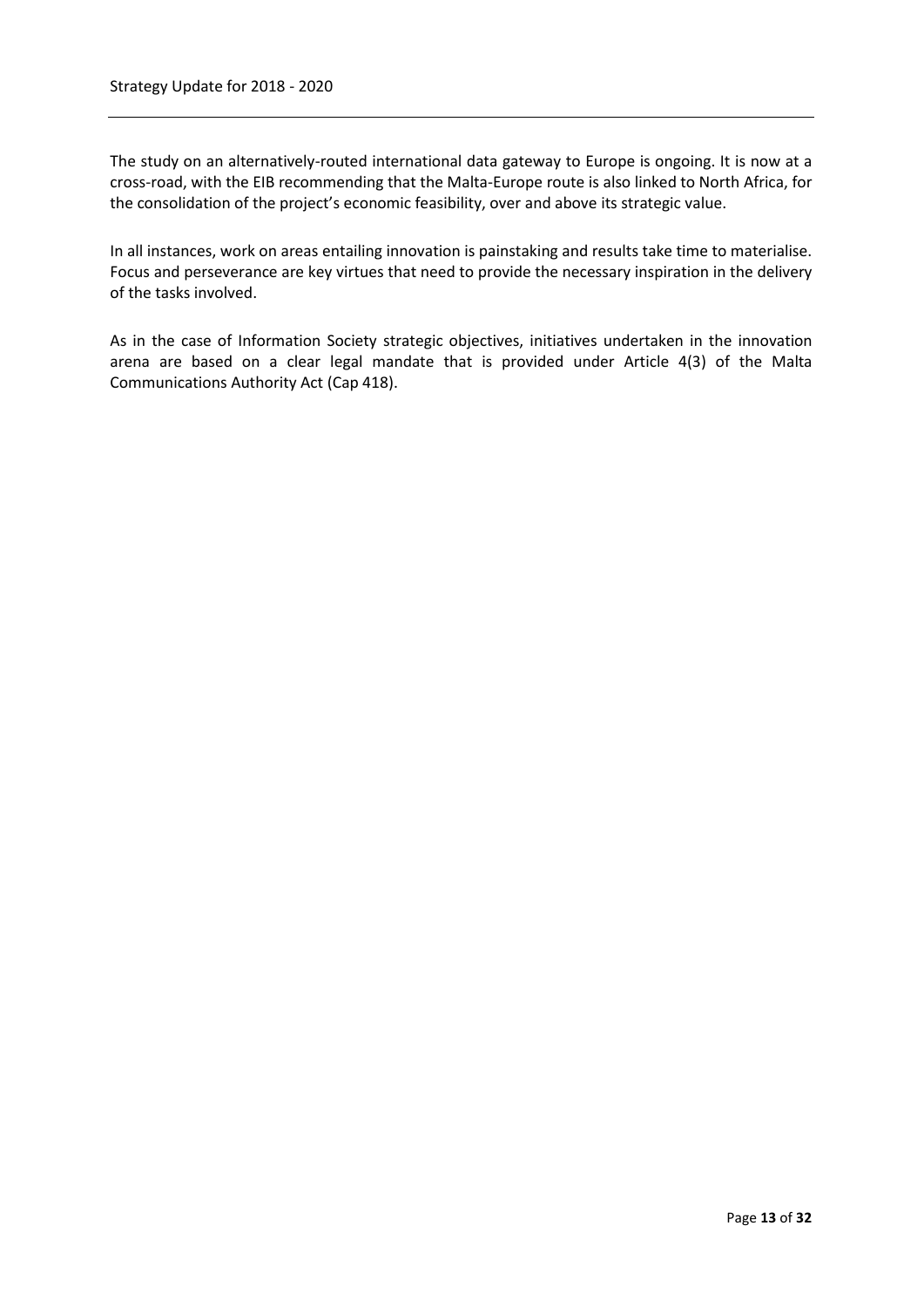The study on an alternatively-routed international data gateway to Europe is ongoing. It is now at a cross-road, with the EIB recommending that the Malta-Europe route is also linked to North Africa, for the consolidation of the project's economic feasibility, over and above its strategic value.

In all instances, work on areas entailing innovation is painstaking and results take time to materialise. Focus and perseverance are key virtues that need to provide the necessary inspiration in the delivery of the tasks involved.

As in the case of Information Society strategic objectives, initiatives undertaken in the innovation arena are based on a clear legal mandate that is provided under Article 4(3) of the Malta Communications Authority Act (Cap 418).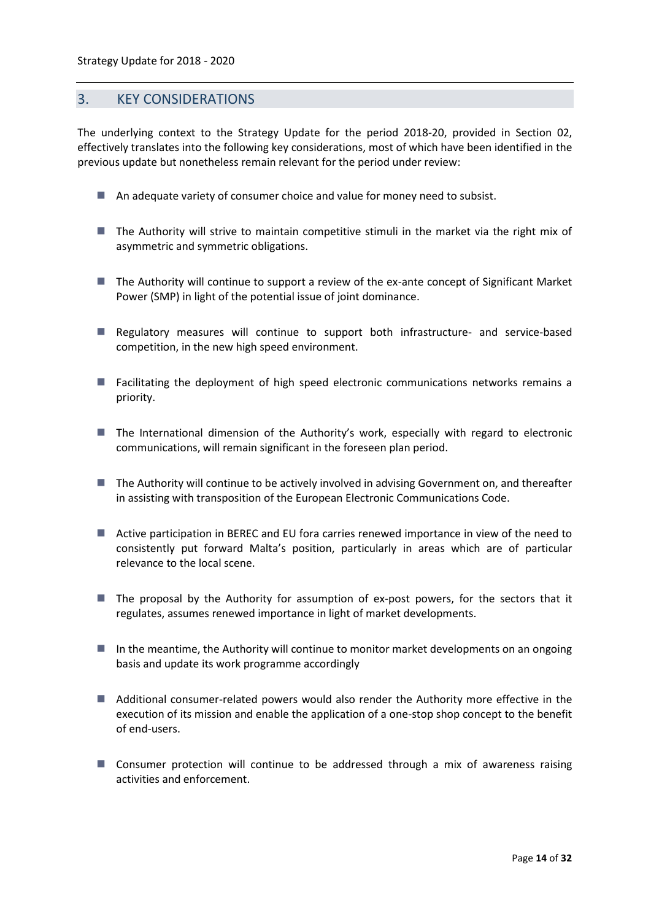## 3. KEY CONSIDERATIONS

The underlying context to the Strategy Update for the period 2018-20, provided in Section 02, effectively translates into the following key considerations, most of which have been identified in the previous update but nonetheless remain relevant for the period under review:

- An adequate variety of consumer choice and value for money need to subsist.
- The Authority will strive to maintain competitive stimuli in the market via the right mix of asymmetric and symmetric obligations.
- The Authority will continue to support a review of the ex-ante concept of Significant Market Power (SMP) in light of the potential issue of joint dominance.
- Regulatory measures will continue to support both infrastructure- and service-based competition, in the new high speed environment.
- Facilitating the deployment of high speed electronic communications networks remains a priority.
- The International dimension of the Authority's work, especially with regard to electronic communications, will remain significant in the foreseen plan period.
- The Authority will continue to be actively involved in advising Government on, and thereafter in assisting with transposition of the European Electronic Communications Code.
- Active participation in BEREC and EU fora carries renewed importance in view of the need to consistently put forward Malta's position, particularly in areas which are of particular relevance to the local scene.
- The proposal by the Authority for assumption of ex-post powers, for the sectors that it regulates, assumes renewed importance in light of market developments.
- In the meantime, the Authority will continue to monitor market developments on an ongoing basis and update its work programme accordingly
- Additional consumer-related powers would also render the Authority more effective in the execution of its mission and enable the application of a one-stop shop concept to the benefit of end-users.
- Consumer protection will continue to be addressed through a mix of awareness raising activities and enforcement.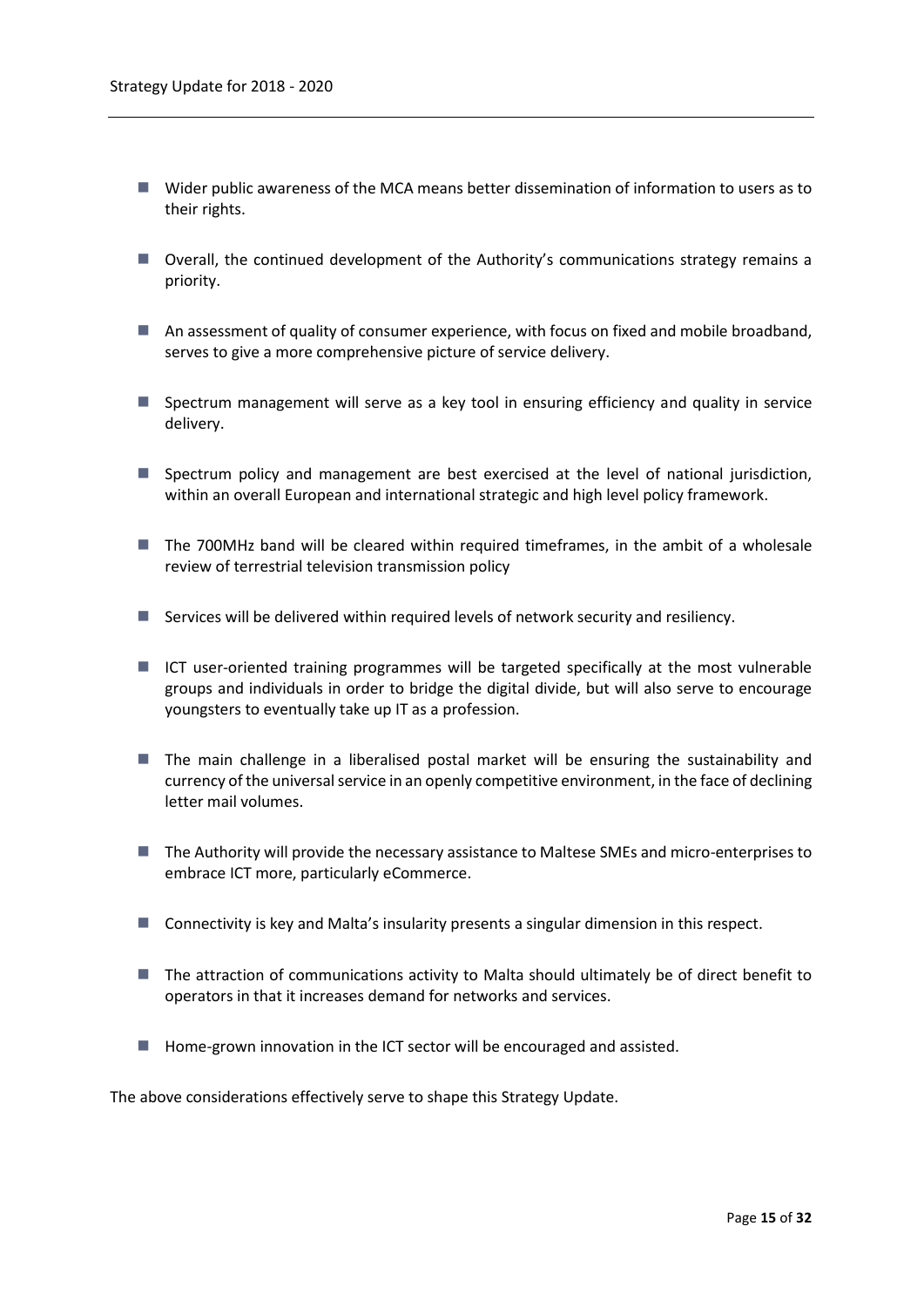- Wider public awareness of the MCA means better dissemination of information to users as to their rights.
- Overall, the continued development of the Authority's communications strategy remains a priority.
- An assessment of quality of consumer experience, with focus on fixed and mobile broadband, serves to give a more comprehensive picture of service delivery.
- Spectrum management will serve as a key tool in ensuring efficiency and quality in service delivery.
- Spectrum policy and management are best exercised at the level of national jurisdiction, within an overall European and international strategic and high level policy framework.
- The 700MHz band will be cleared within required timeframes, in the ambit of a wholesale review of terrestrial television transmission policy
- Services will be delivered within required levels of network security and resiliency.
- ICT user-oriented training programmes will be targeted specifically at the most vulnerable groups and individuals in order to bridge the digital divide, but will also serve to encourage youngsters to eventually take up IT as a profession.
- The main challenge in a liberalised postal market will be ensuring the sustainability and currency of the universal service in an openly competitive environment, in the face of declining letter mail volumes.
- The Authority will provide the necessary assistance to Maltese SMEs and micro-enterprises to embrace ICT more, particularly eCommerce.
- Connectivity is key and Malta's insularity presents a singular dimension in this respect.
- The attraction of communications activity to Malta should ultimately be of direct benefit to operators in that it increases demand for networks and services.
- Home-grown innovation in the ICT sector will be encouraged and assisted.

The above considerations effectively serve to shape this Strategy Update.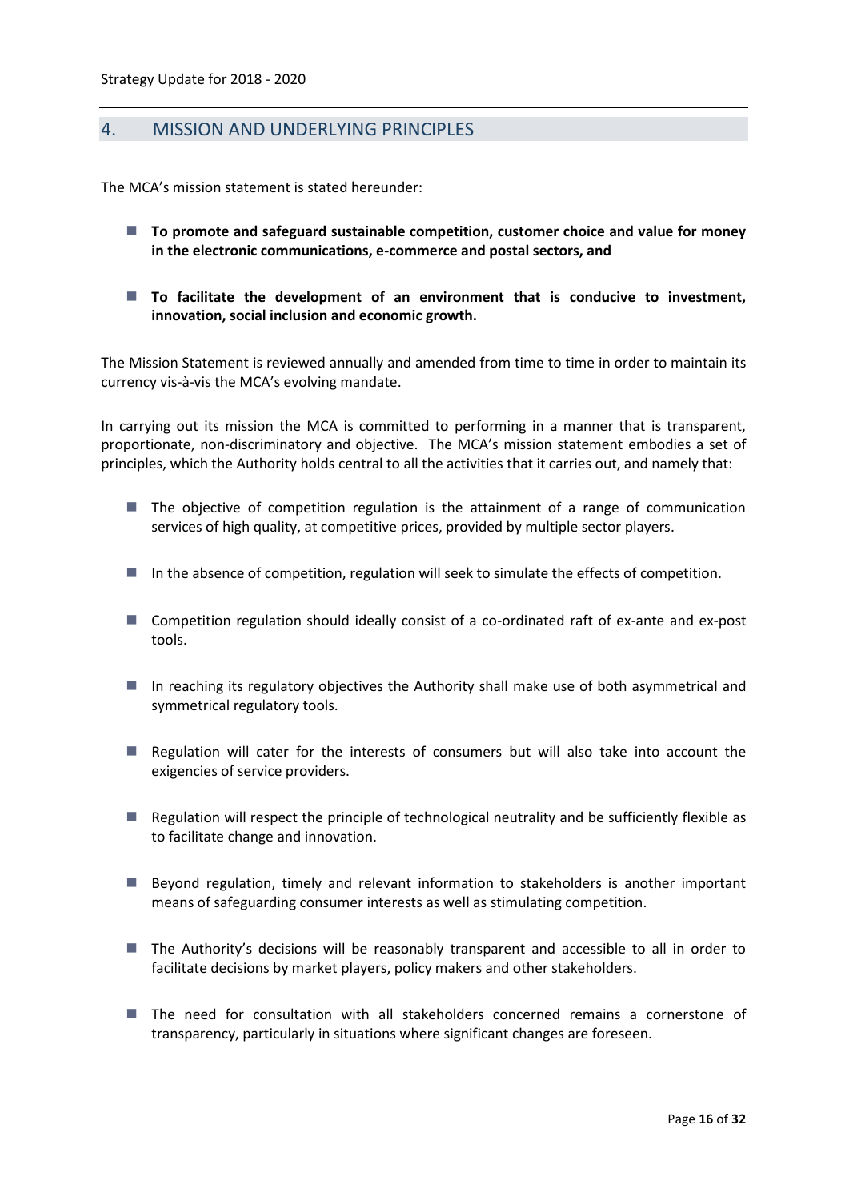## 4. MISSION AND UNDERLYING PRINCIPLES

The MCA's mission statement is stated hereunder:

- **To promote and safeguard sustainable competition, customer choice and value for money in the electronic communications, e-commerce and postal sectors, and**
- **To facilitate the development of an environment that is conducive to investment, innovation, social inclusion and economic growth.**

The Mission Statement is reviewed annually and amended from time to time in order to maintain its currency vis-à-vis the MCA's evolving mandate.

In carrying out its mission the MCA is committed to performing in a manner that is transparent, proportionate, non-discriminatory and objective. The MCA's mission statement embodies a set of principles, which the Authority holds central to all the activities that it carries out, and namely that:

- The objective of competition regulation is the attainment of a range of communication services of high quality, at competitive prices, provided by multiple sector players.
- In the absence of competition, regulation will seek to simulate the effects of competition.
- Competition regulation should ideally consist of a co-ordinated raft of ex-ante and ex-post tools.
- In reaching its regulatory objectives the Authority shall make use of both asymmetrical and symmetrical regulatory tools.
- Regulation will cater for the interests of consumers but will also take into account the exigencies of service providers.
- Regulation will respect the principle of technological neutrality and be sufficiently flexible as to facilitate change and innovation.
- Beyond regulation, timely and relevant information to stakeholders is another important means of safeguarding consumer interests as well as stimulating competition.
- The Authority's decisions will be reasonably transparent and accessible to all in order to facilitate decisions by market players, policy makers and other stakeholders.
- The need for consultation with all stakeholders concerned remains a cornerstone of transparency, particularly in situations where significant changes are foreseen.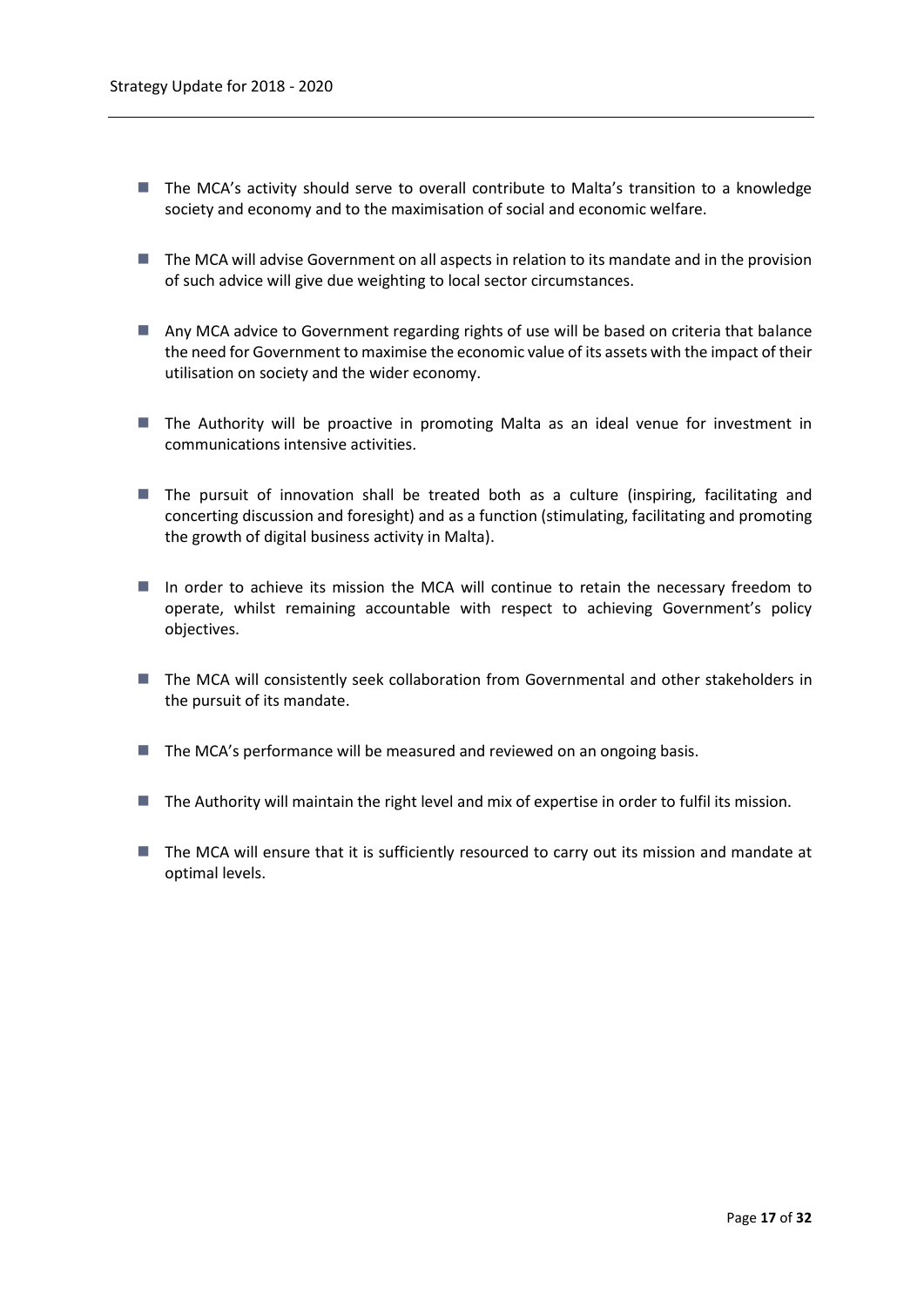- The MCA's activity should serve to overall contribute to Malta's transition to a knowledge society and economy and to the maximisation of social and economic welfare.
- The MCA will advise Government on all aspects in relation to its mandate and in the provision of such advice will give due weighting to local sector circumstances.
- Any MCA advice to Government regarding rights of use will be based on criteria that balance the need for Government to maximise the economic value of its assets with the impact of their utilisation on society and the wider economy.
- The Authority will be proactive in promoting Malta as an ideal venue for investment in communications intensive activities.
- The pursuit of innovation shall be treated both as a culture (inspiring, facilitating and concerting discussion and foresight) and as a function (stimulating, facilitating and promoting the growth of digital business activity in Malta).
- In order to achieve its mission the MCA will continue to retain the necessary freedom to operate, whilst remaining accountable with respect to achieving Government's policy objectives.
- The MCA will consistently seek collaboration from Governmental and other stakeholders in the pursuit of its mandate.
- The MCA's performance will be measured and reviewed on an ongoing basis.
- The Authority will maintain the right level and mix of expertise in order to fulfil its mission.
- The MCA will ensure that it is sufficiently resourced to carry out its mission and mandate at optimal levels.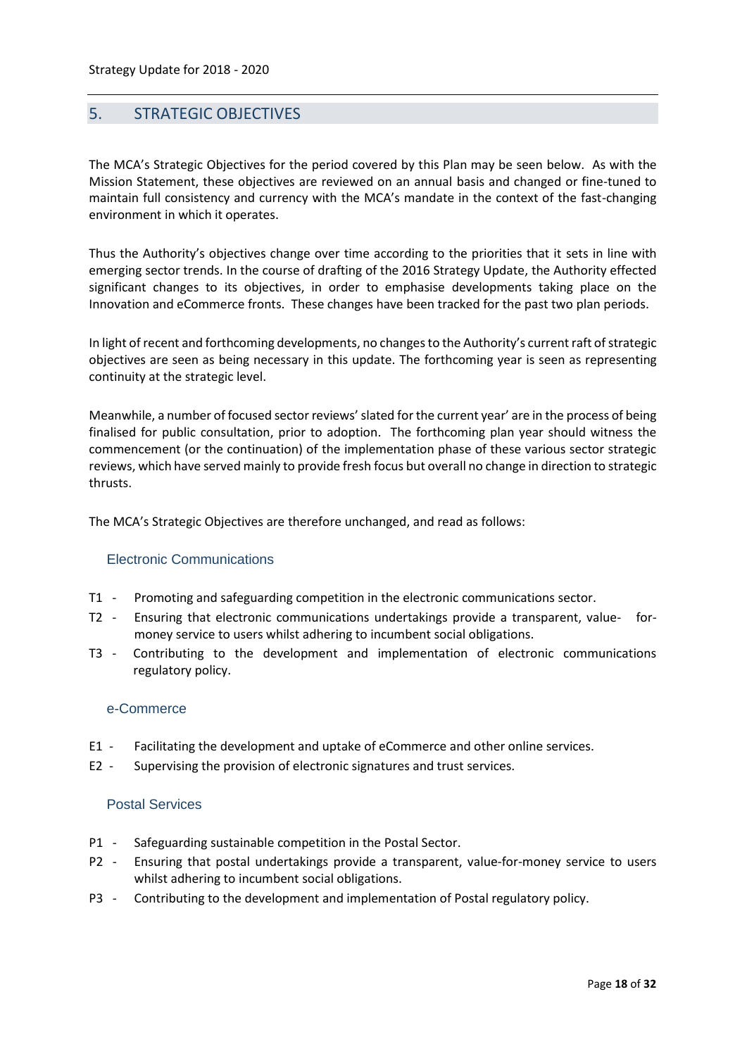## 5. STRATEGIC OBJECTIVES

The MCA's Strategic Objectives for the period covered by this Plan may be seen below. As with the Mission Statement, these objectives are reviewed on an annual basis and changed or fine-tuned to maintain full consistency and currency with the MCA's mandate in the context of the fast-changing environment in which it operates.

Thus the Authority's objectives change over time according to the priorities that it sets in line with emerging sector trends. In the course of drafting of the 2016 Strategy Update, the Authority effected significant changes to its objectives, in order to emphasise developments taking place on the Innovation and eCommerce fronts. These changes have been tracked for the past two plan periods.

In light of recent and forthcoming developments, no changes to the Authority's current raft of strategic objectives are seen as being necessary in this update. The forthcoming year is seen as representing continuity at the strategic level.

Meanwhile, a number of focused sector reviews' slated for the current year' are in the process of being finalised for public consultation, prior to adoption. The forthcoming plan year should witness the commencement (or the continuation) of the implementation phase of these various sector strategic reviews, which have served mainly to provide fresh focus but overall no change in direction to strategic thrusts.

The MCA's Strategic Objectives are therefore unchanged, and read as follows:

### Electronic Communications

- T1 - Promoting and safeguarding competition in the electronic communications sector.
- T2 - Ensuring that electronic communications undertakings provide a transparent, value- for-money service to users whilst adhering to incumbent social obligations.
- T3 - Contributing to the development and implementation of electronic communications regulatory policy.

### e-Commerce

- E1 - Facilitating the development and uptake of eCommerce and other online services.
- E2 - Supervising the provision of electronic signatures and trust services.

### Postal Services

- P1 - Safeguarding sustainable competition in the Postal Sector.
- P2 - Ensuring that postal undertakings provide a transparent, value-for-money service to users whilst adhering to incumbent social obligations.
- P3 - Contributing to the development and implementation of Postal regulatory policy.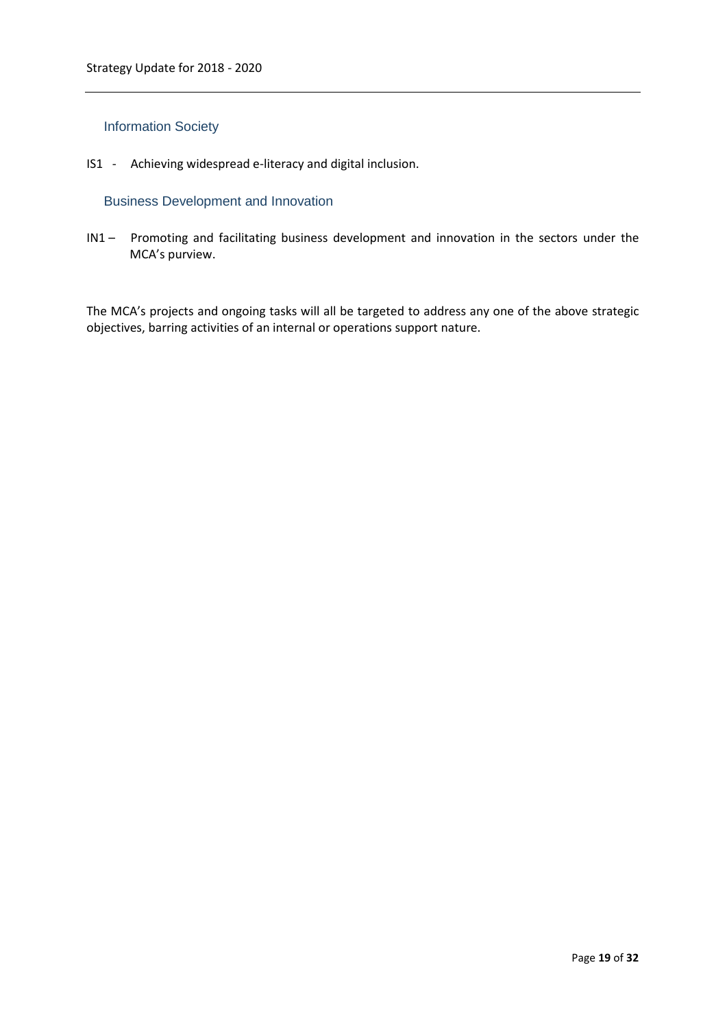### Information Society

IS1 - Achieving widespread e-literacy and digital inclusion.

### Business Development and Innovation

IN1 – Promoting and facilitating business development and innovation in the sectors under the MCA's purview.

The MCA's projects and ongoing tasks will all be targeted to address any one of the above strategic objectives, barring activities of an internal or operations support nature.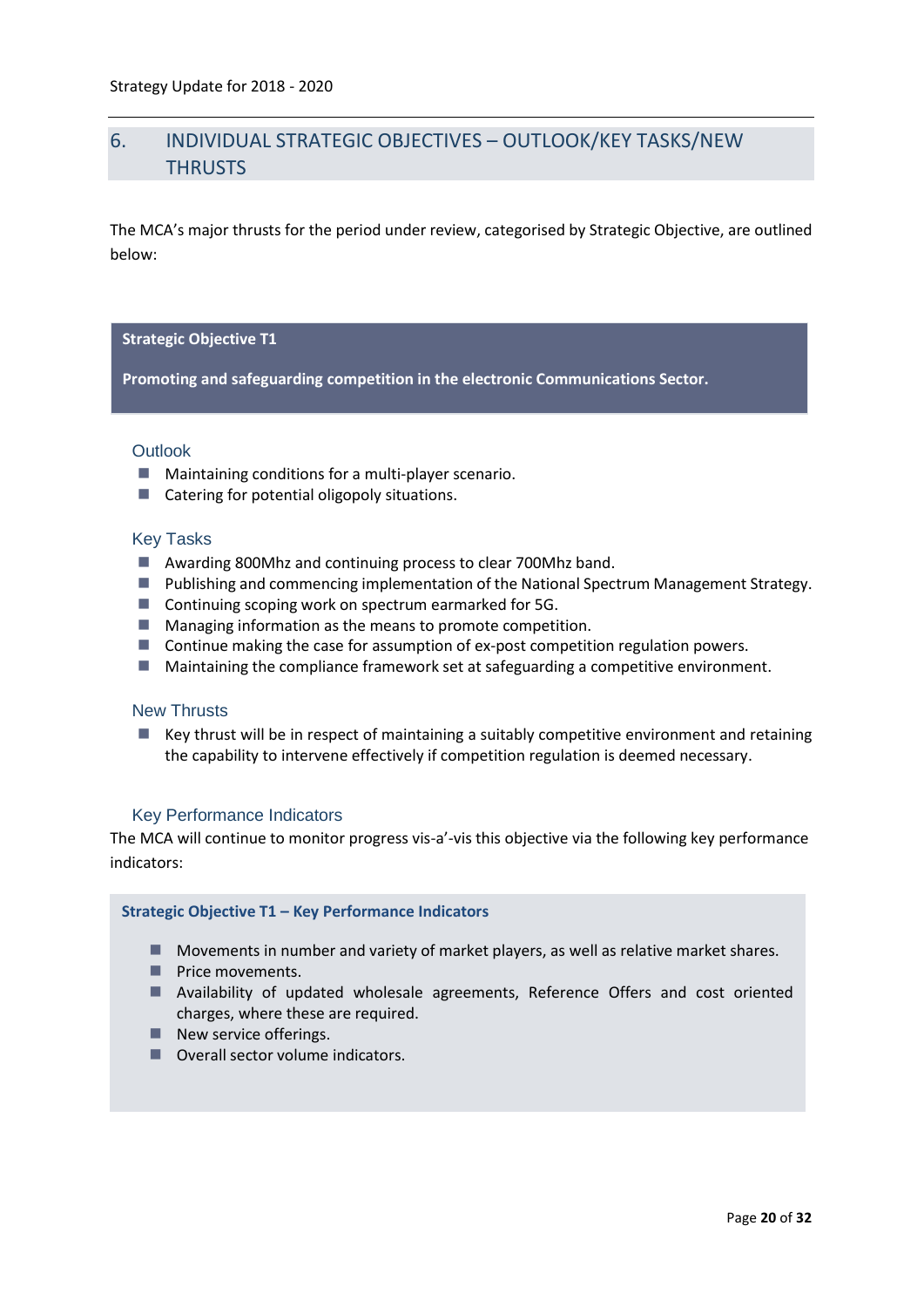## 6. INDIVIDUAL STRATEGIC OBJECTIVES – OUTLOOK/KEY TASKS/NEW THRUSTS

The MCA's major thrusts for the period under review, categorised by Strategic Objective, are outlined below:

**Strategic Objective T1**

**Promoting and safeguarding competition in the electronic Communications Sector.**

### Outlook

- Maintaining conditions for a multi-player scenario.
- Catering for potential oligopoly situations.

### Key Tasks

- Awarding 800Mhz and continuing process to clear 700Mhz band.
- Publishing and commencing implementation of the National Spectrum Management Strategy.
- Continuing scoping work on spectrum earmarked for 5G.
- Managing information as the means to promote competition.
- Continue making the case for assumption of ex-post competition regulation powers.
- Maintaining the compliance framework set at safeguarding a competitive environment.

### New Thrusts

- Key thrust will be in respect of maintaining a suitably competitive environment and retaining the capability to intervene effectively if competition regulation is deemed necessary.

### Key Performance Indicators

The MCA will continue to monitor progress vis-a'-vis this objective via the following key performance indicators:

**Strategic Objective T1 – Key Performance Indicators**

- Movements in number and variety of market players, as well as relative market shares.
- Price movements.
- Availability of updated wholesale agreements, Reference Offers and cost oriented charges, where these are required.
- New service offerings.
- Overall sector volume indicators.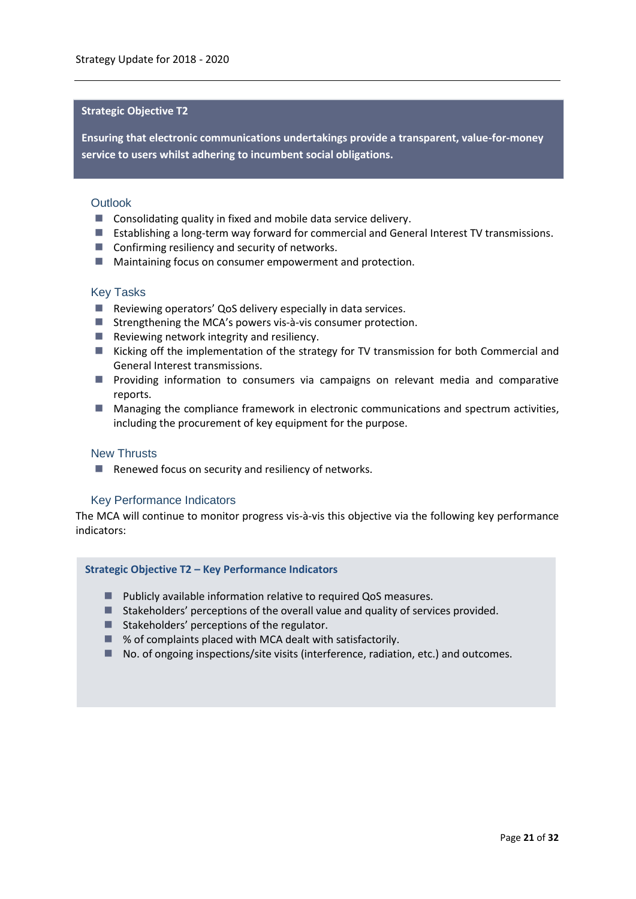## Strategic Objective T2

**Ensuring that electronic communications undertakings provide a transparent, value-for-money service to users whilst adhering to incumbent social obligations.**

### Outlook

- Consolidating quality in fixed and mobile data service delivery.
- Establishing a long-term way forward for commercial and General Interest TV transmissions.
- Confirming resiliency and security of networks.
- Maintaining focus on consumer empowerment and protection.

### Key Tasks

- Reviewing operators' QoS delivery especially in data services.
- Strengthening the MCA's powers vis-à-vis consumer protection.
- Reviewing network integrity and resiliency.
- Kicking off the implementation of the strategy for TV transmission for both Commercial and General Interest transmissions.
- Providing information to consumers via campaigns on relevant media and comparative reports.
- Managing the compliance framework in electronic communications and spectrum activities, including the procurement of key equipment for the purpose.

### New Thrusts

- Renewed focus on security and resiliency of networks.

### Key Performance Indicators

The MCA will continue to monitor progress vis-à-vis this objective via the following key performance indicators:

**Strategic Objective T2 – Key Performance Indicators**

- Publicly available information relative to required QoS measures.
- Stakeholders' perceptions of the overall value and quality of services provided.
- Stakeholders' perceptions of the regulator.
- % of complaints placed with MCA dealt with satisfactorily.
- No. of ongoing inspections/site visits (interference, radiation, etc.) and outcomes.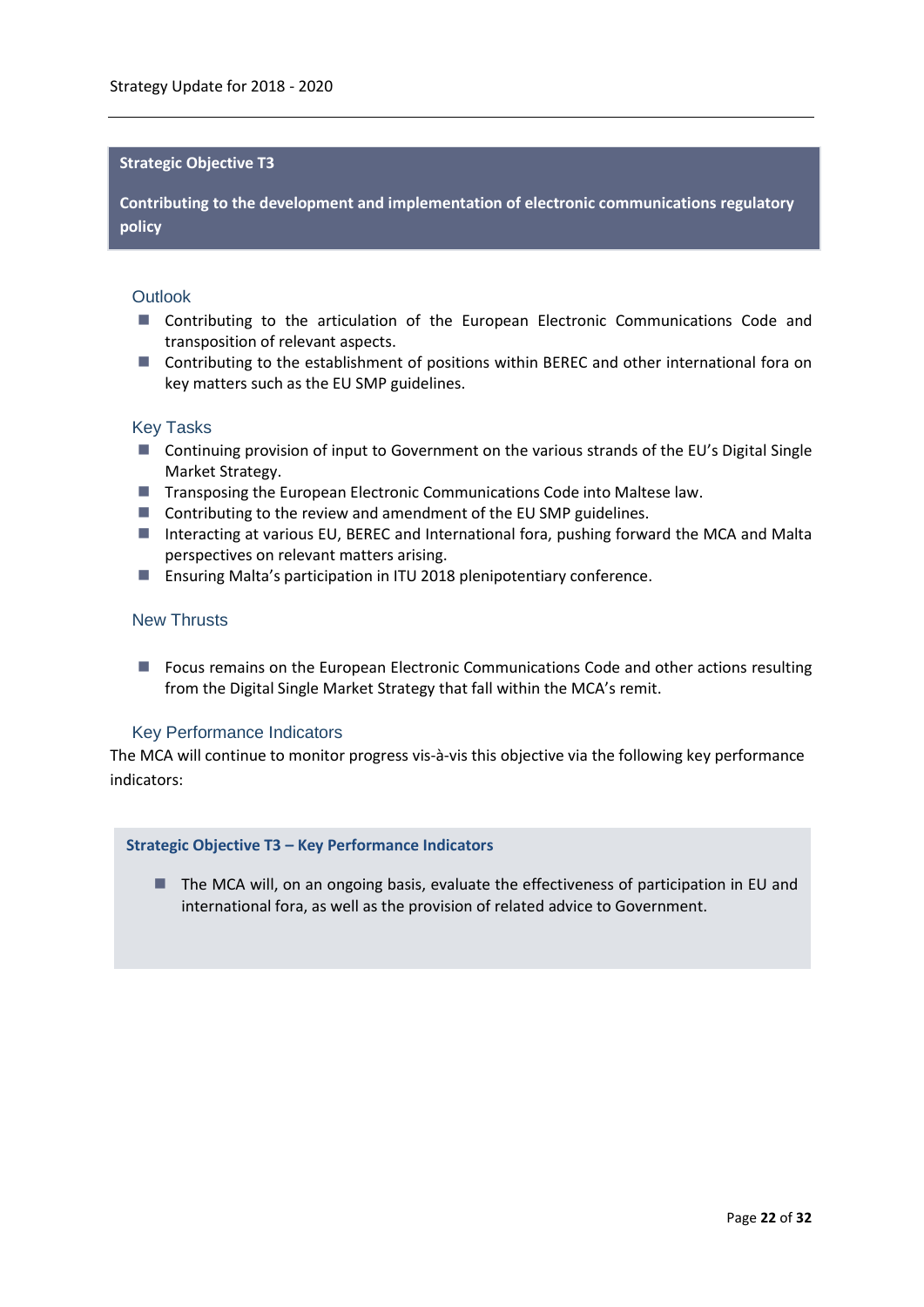## Strategic Objective T3

**Contributing to the development and implementation of electronic communications regulatory policy**

### Outlook

- Contributing to the articulation of the European Electronic Communications Code and transposition of relevant aspects.
- Contributing to the establishment of positions within BEREC and other international fora on key matters such as the EU SMP guidelines.

### Key Tasks

- Continuing provision of input to Government on the various strands of the EU's Digital Single Market Strategy.
- Transposing the European Electronic Communications Code into Maltese law.
- Contributing to the review and amendment of the EU SMP guidelines.
- Interacting at various EU, BEREC and International fora, pushing forward the MCA and Malta perspectives on relevant matters arising.
- Ensuring Malta's participation in ITU 2018 plenipotentiary conference.

### New Thrusts

- Focus remains on the European Electronic Communications Code and other actions resulting from the Digital Single Market Strategy that fall within the MCA's remit.

### Key Performance Indicators

The MCA will continue to monitor progress vis-à-vis this objective via the following key performance indicators:

**Strategic Objective T3 – Key Performance Indicators**

- The MCA will, on an ongoing basis, evaluate the effectiveness of participation in EU and international fora, as well as the provision of related advice to Government.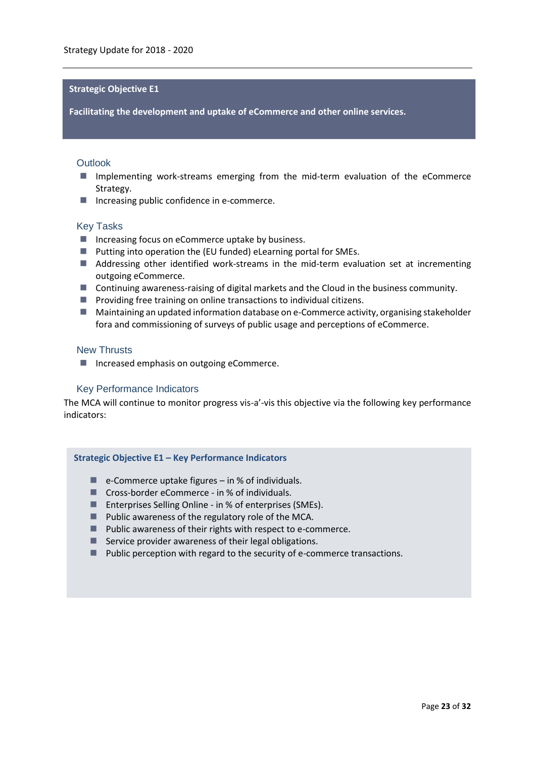## Strategic Objective E1

**Facilitating the development and uptake of eCommerce and other online services.**

### Outlook

- Implementing work-streams emerging from the mid-term evaluation of the eCommerce Strategy.
- Increasing public confidence in e-commerce.

### Key Tasks

- Increasing focus on eCommerce uptake by business.
- Putting into operation the (EU funded) eLearning portal for SMEs.
- Addressing other identified work-streams in the mid-term evaluation set at incrementing outgoing eCommerce.
- Continuing awareness-raising of digital markets and the Cloud in the business community.
- Providing free training on online transactions to individual citizens.
- Maintaining an updated information database on e-Commerce activity, organising stakeholder fora and commissioning of surveys of public usage and perceptions of eCommerce.

### New Thrusts

- Increased emphasis on outgoing eCommerce.

### Key Performance Indicators

The MCA will continue to monitor progress vis-a'-vis this objective via the following key performance indicators:

**Strategic Objective E1 – Key Performance Indicators**

- e-Commerce uptake figures – in % of individuals.
- Cross-border eCommerce - in % of individuals.
- Enterprises Selling Online - in % of enterprises (SMEs).
- Public awareness of the regulatory role of the MCA.
- Public awareness of their rights with respect to e-commerce.
- Service provider awareness of their legal obligations.
- Public perception with regard to the security of e-commerce transactions.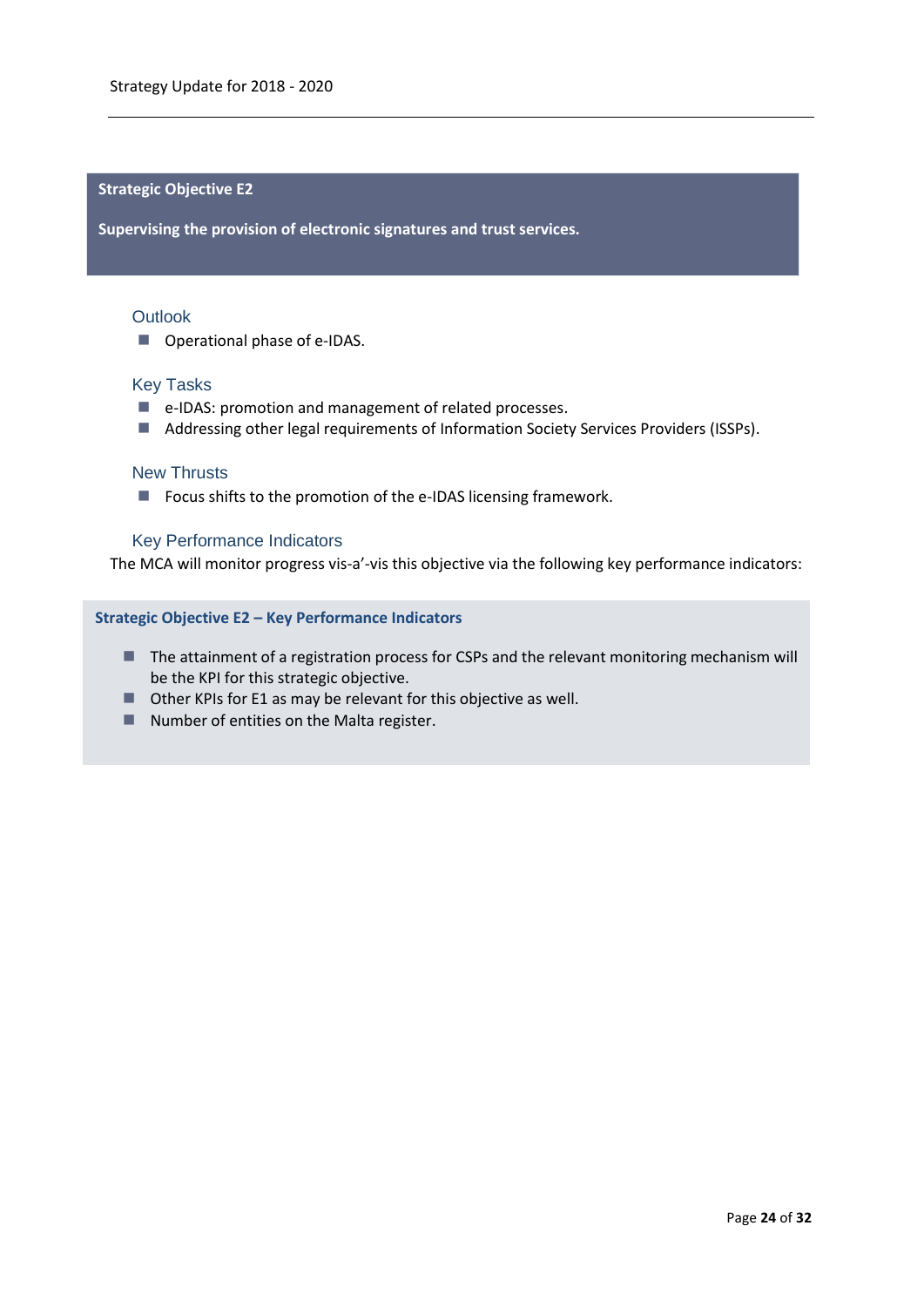## Strategic Objective E2

**Supervising the provision of electronic signatures and trust services.**

### Outlook

- Operational phase of e-IDAS.

### Key Tasks

- e-IDAS: promotion and management of related processes.
- Addressing other legal requirements of Information Society Services Providers (ISSPs).

### New Thrusts

- Focus shifts to the promotion of the e-IDAS licensing framework.

### Key Performance Indicators

The MCA will monitor progress vis-a'-vis this objective via the following key performance indicators:

**Strategic Objective E2 – Key Performance Indicators**

- The attainment of a registration process for CSPs and the relevant monitoring mechanism will be the KPI for this strategic objective.
- Other KPIs for E1 as may be relevant for this objective as well.
- Number of entities on the Malta register.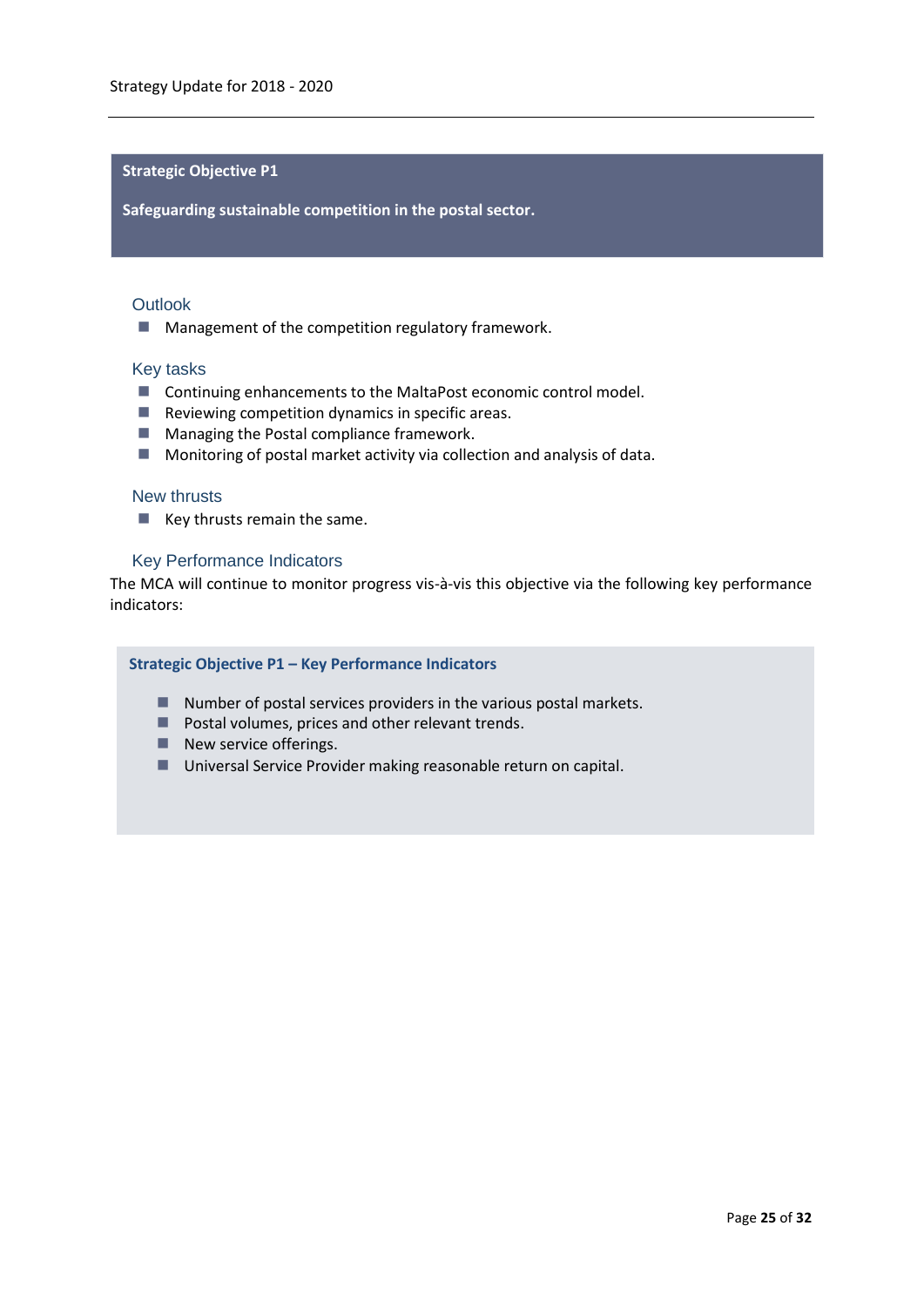## Strategic Objective P1

**Safeguarding sustainable competition in the postal sector.**

### Outlook

- Management of the competition regulatory framework.

### Key tasks

- Continuing enhancements to the MaltaPost economic control model.
- Reviewing competition dynamics in specific areas.
- Managing the Postal compliance framework.
- Monitoring of postal market activity via collection and analysis of data.

### New thrusts

- Key thrusts remain the same.

### Key Performance Indicators

The MCA will continue to monitor progress vis-à-vis this objective via the following key performance indicators:

**Strategic Objective P1 – Key Performance Indicators**

- Number of postal services providers in the various postal markets.
- Postal volumes, prices and other relevant trends.
- New service offerings.
- Universal Service Provider making reasonable return on capital.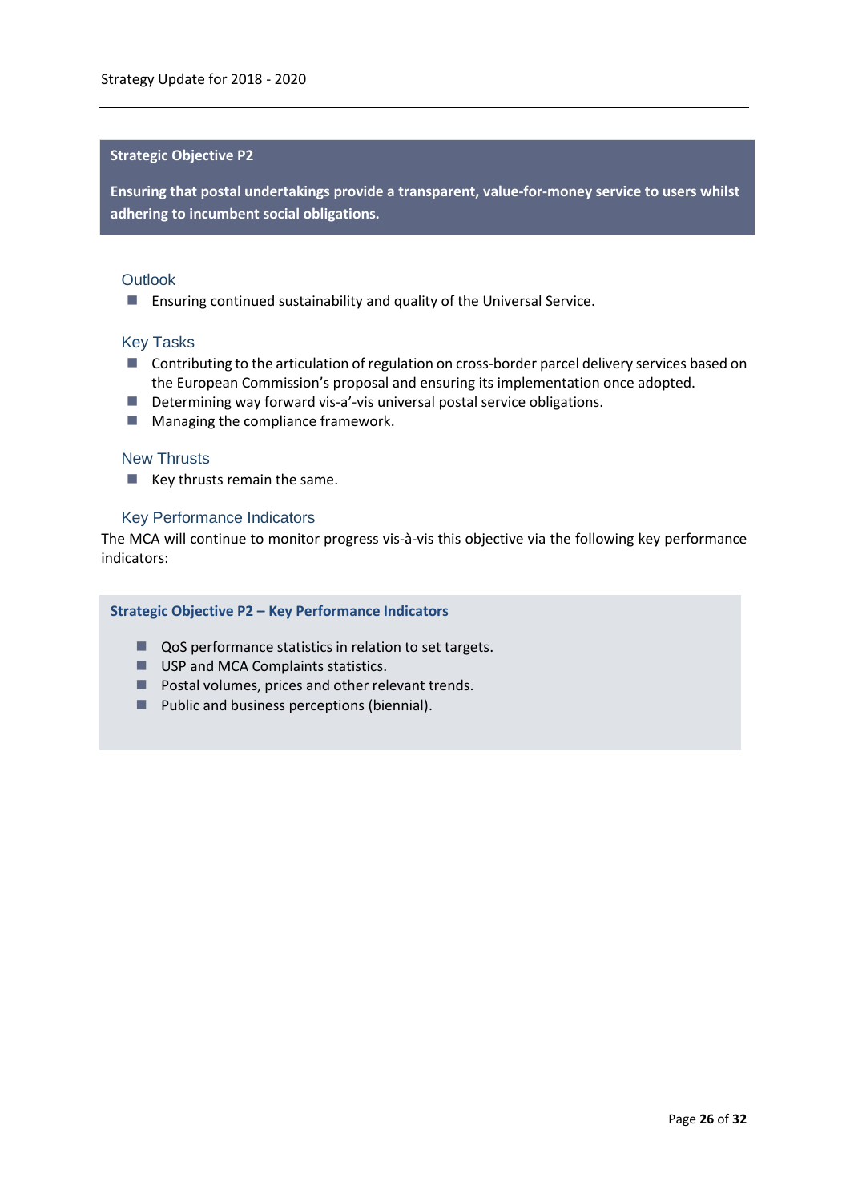**Strategic Objective P2**

**Ensuring that postal undertakings provide a transparent, value-for-money service to users whilst adhering to incumbent social obligations.**

### Outlook

- Ensuring continued sustainability and quality of the Universal Service.

### Key Tasks

- Contributing to the articulation of regulation on cross-border parcel delivery services based on the European Commission's proposal and ensuring its implementation once adopted.
- Determining way forward vis-a'-vis universal postal service obligations.
- Managing the compliance framework.

### New Thrusts

- Key thrusts remain the same.

### Key Performance Indicators

The MCA will continue to monitor progress vis-à-vis this objective via the following key performance indicators:

**Strategic Objective P2 – Key Performance Indicators**

- QoS performance statistics in relation to set targets.
- USP and MCA Complaints statistics.
- Postal volumes, prices and other relevant trends.
- Public and business perceptions (biennial).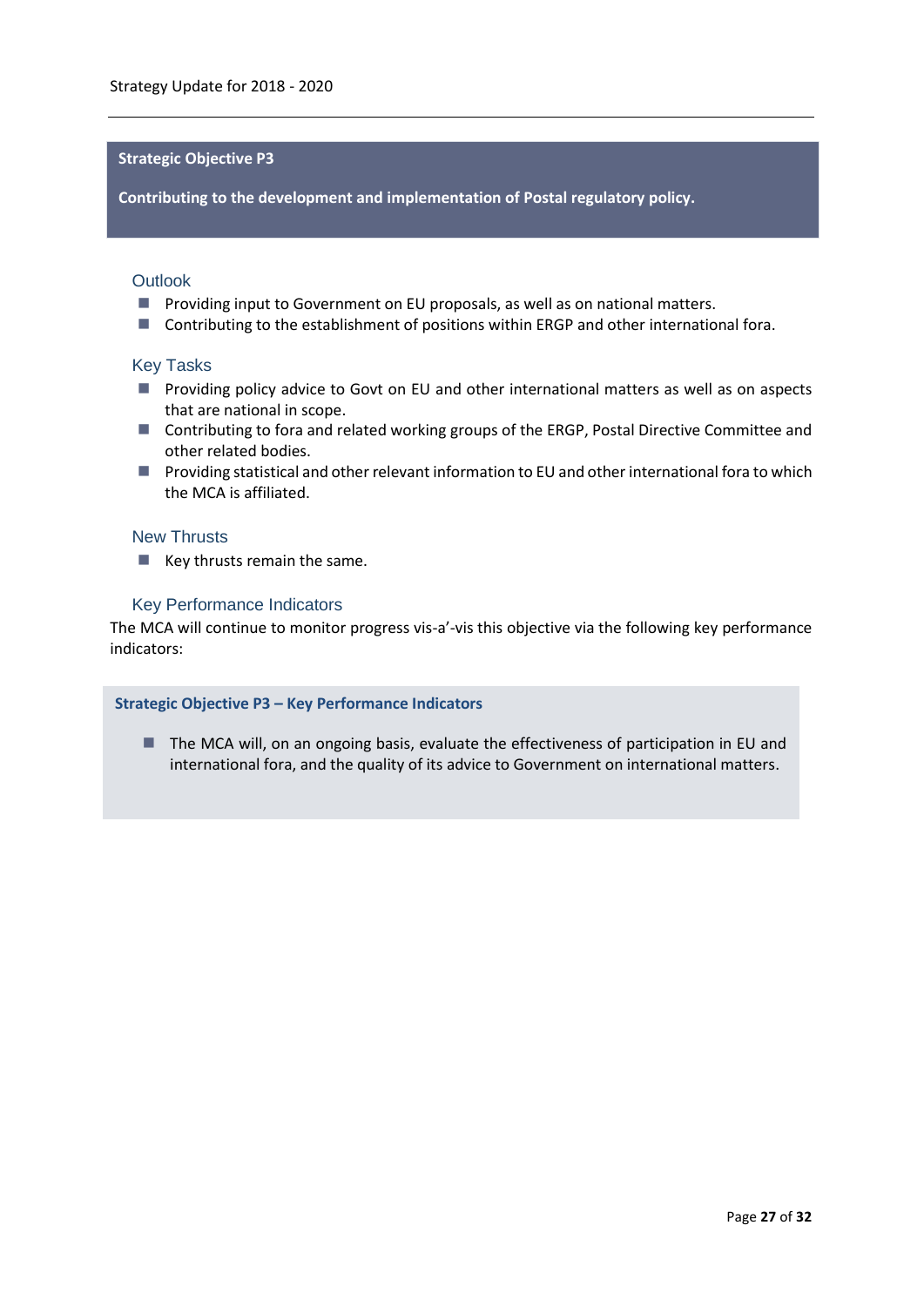## Strategic Objective P3

**Contributing to the development and implementation of Postal regulatory policy.**

### Outlook

- Providing input to Government on EU proposals, as well as on national matters.
- Contributing to the establishment of positions within ERGP and other international fora.

### Key Tasks

- Providing policy advice to Govt on EU and other international matters as well as on aspects that are national in scope.
- Contributing to fora and related working groups of the ERGP, Postal Directive Committee and other related bodies.
- Providing statistical and other relevant information to EU and other international fora to which the MCA is affiliated.

### New Thrusts

- Key thrusts remain the same.

### Key Performance Indicators

The MCA will continue to monitor progress vis-a'-vis this objective via the following key performance indicators:

**Strategic Objective P3 – Key Performance Indicators**

- The MCA will, on an ongoing basis, evaluate the effectiveness of participation in EU and international fora, and the quality of its advice to Government on international matters.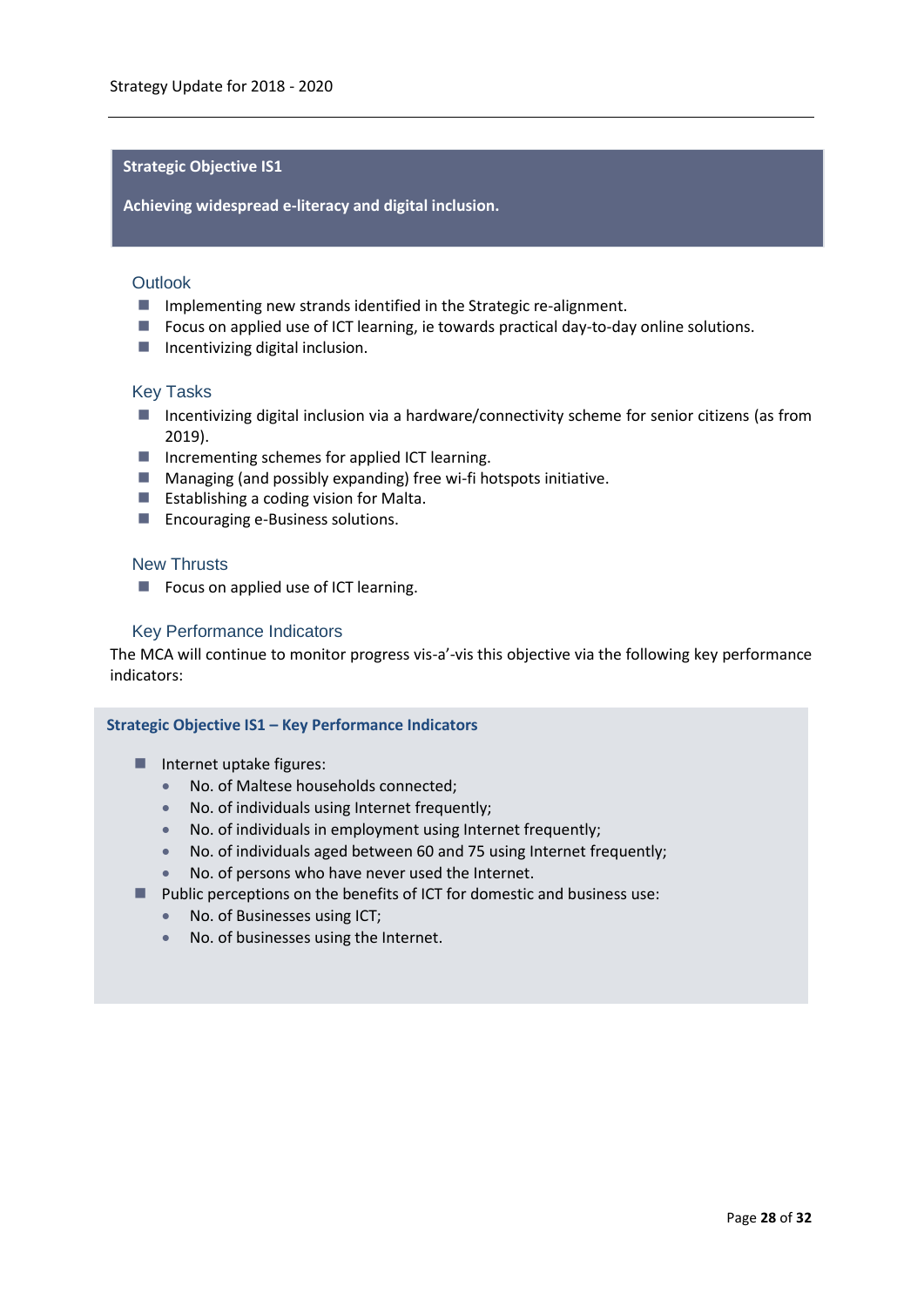## Strategic Objective IS1

**Achieving widespread e-literacy and digital inclusion.**

### Outlook

- Implementing new strands identified in the Strategic re-alignment.
- Focus on applied use of ICT learning, ie towards practical day-to-day online solutions.
- Incentivizing digital inclusion.

### Key Tasks

- Incentivizing digital inclusion via a hardware/connectivity scheme for senior citizens (as from 2019).
- Incrementing schemes for applied ICT learning.
- Managing (and possibly expanding) free wi-fi hotspots initiative.
- Establishing a coding vision for Malta.
- Encouraging e-Business solutions.

### New Thrusts

- Focus on applied use of ICT learning.

### Key Performance Indicators

The MCA will continue to monitor progress vis-a'-vis this objective via the following key performance indicators:

**Strategic Objective IS1 – Key Performance Indicators**

- Internet uptake figures:
  - No. of Maltese households connected;
  - No. of individuals using Internet frequently;
  - No. of individuals in employment using Internet frequently;
  - No. of individuals aged between 60 and 75 using Internet frequently;
  - No. of persons who have never used the Internet.
- Public perceptions on the benefits of ICT for domestic and business use:
  - No. of Businesses using ICT;
  - No. of businesses using the Internet.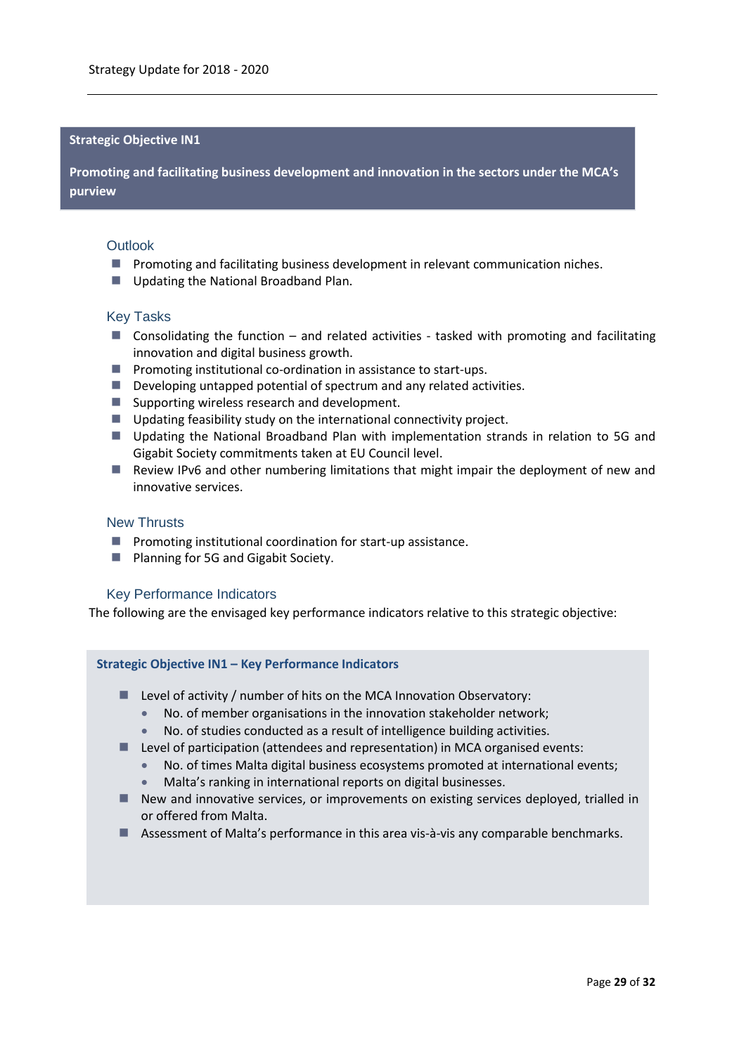## Strategic Objective IN1

**Promoting and facilitating business development and innovation in the sectors under the MCA's purview**

### Outlook

- Promoting and facilitating business development in relevant communication niches.
- Updating the National Broadband Plan.

### Key Tasks

- Consolidating the function – and related activities - tasked with promoting and facilitating innovation and digital business growth.
- Promoting institutional co-ordination in assistance to start-ups.
- Developing untapped potential of spectrum and any related activities.
- Supporting wireless research and development.
- Updating feasibility study on the international connectivity project.
- Updating the National Broadband Plan with implementation strands in relation to 5G and Gigabit Society commitments taken at EU Council level.
- Review IPv6 and other numbering limitations that might impair the deployment of new and innovative services.

### New Thrusts

- Promoting institutional coordination for start-up assistance.
- Planning for 5G and Gigabit Society.

### Key Performance Indicators

The following are the envisaged key performance indicators relative to this strategic objective:

**Strategic Objective IN1 – Key Performance Indicators**

- Level of activity / number of hits on the MCA Innovation Observatory:
  - No. of member organisations in the innovation stakeholder network;
  - No. of studies conducted as a result of intelligence building activities.
- Level of participation (attendees and representation) in MCA organised events:
  - No. of times Malta digital business ecosystems promoted at international events;
  - Malta's ranking in international reports on digital businesses.
- New and innovative services, or improvements on existing services deployed, trialled in or offered from Malta.
- Assessment of Malta's performance in this area vis-à-vis any comparable benchmarks.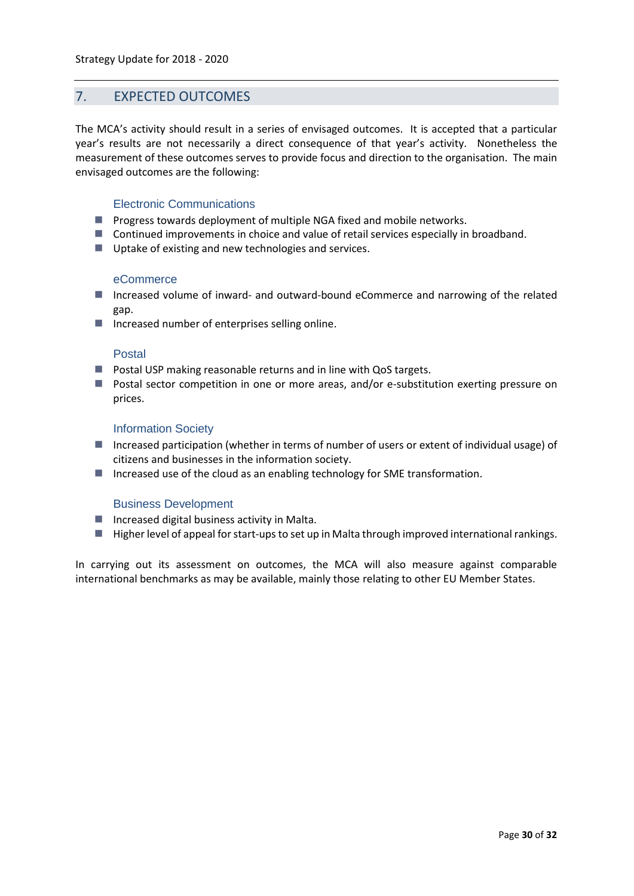## 7. EXPECTED OUTCOMES

The MCA's activity should result in a series of envisaged outcomes. It is accepted that a particular year's results are not necessarily a direct consequence of that year's activity. Nonetheless the measurement of these outcomes serves to provide focus and direction to the organisation. The main envisaged outcomes are the following:

### Electronic Communications

- Progress towards deployment of multiple NGA fixed and mobile networks.
- Continued improvements in choice and value of retail services especially in broadband.
- Uptake of existing and new technologies and services.

### eCommerce

- Increased volume of inward- and outward-bound eCommerce and narrowing of the related gap.
- Increased number of enterprises selling online.

### Postal

- Postal USP making reasonable returns and in line with QoS targets.
- Postal sector competition in one or more areas, and/or e-substitution exerting pressure on prices.

### Information Society

- Increased participation (whether in terms of number of users or extent of individual usage) of citizens and businesses in the information society.
- Increased use of the cloud as an enabling technology for SME transformation.

### Business Development

- Increased digital business activity in Malta.
- Higher level of appeal for start-ups to set up in Malta through improved international rankings.

In carrying out its assessment on outcomes, the MCA will also measure against comparable international benchmarks as may be available, mainly those relating to other EU Member States.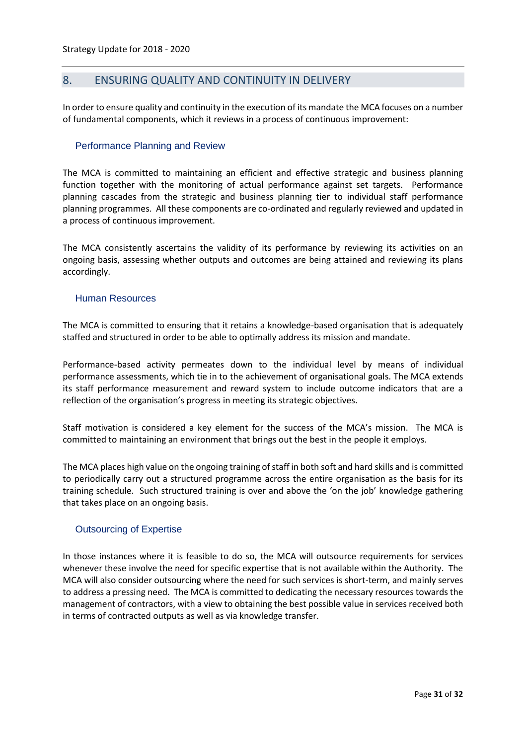## 8. ENSURING QUALITY AND CONTINUITY IN DELIVERY

In order to ensure quality and continuity in the execution of its mandate the MCA focuses on a number of fundamental components, which it reviews in a process of continuous improvement:

### Performance Planning and Review

The MCA is committed to maintaining an efficient and effective strategic and business planning function together with the monitoring of actual performance against set targets. Performance planning cascades from the strategic and business planning tier to individual staff performance planning programmes. All these components are co-ordinated and regularly reviewed and updated in a process of continuous improvement.

The MCA consistently ascertains the validity of its performance by reviewing its activities on an ongoing basis, assessing whether outputs and outcomes are being attained and reviewing its plans accordingly.

### Human Resources

The MCA is committed to ensuring that it retains a knowledge-based organisation that is adequately staffed and structured in order to be able to optimally address its mission and mandate.

Performance-based activity permeates down to the individual level by means of individual performance assessments, which tie in to the achievement of organisational goals. The MCA extends its staff performance measurement and reward system to include outcome indicators that are a reflection of the organisation's progress in meeting its strategic objectives.

Staff motivation is considered a key element for the success of the MCA's mission. The MCA is committed to maintaining an environment that brings out the best in the people it employs.

The MCA places high value on the ongoing training of staff in both soft and hard skills and is committed to periodically carry out a structured programme across the entire organisation as the basis for its training schedule. Such structured training is over and above the 'on the job' knowledge gathering that takes place on an ongoing basis.

### Outsourcing of Expertise

In those instances where it is feasible to do so, the MCA will outsource requirements for services whenever these involve the need for specific expertise that is not available within the Authority. The MCA will also consider outsourcing where the need for such services is short-term, and mainly serves to address a pressing need. The MCA is committed to dedicating the necessary resources towards the management of contractors, with a view to obtaining the best possible value in services received both in terms of contracted outputs as well as via knowledge transfer.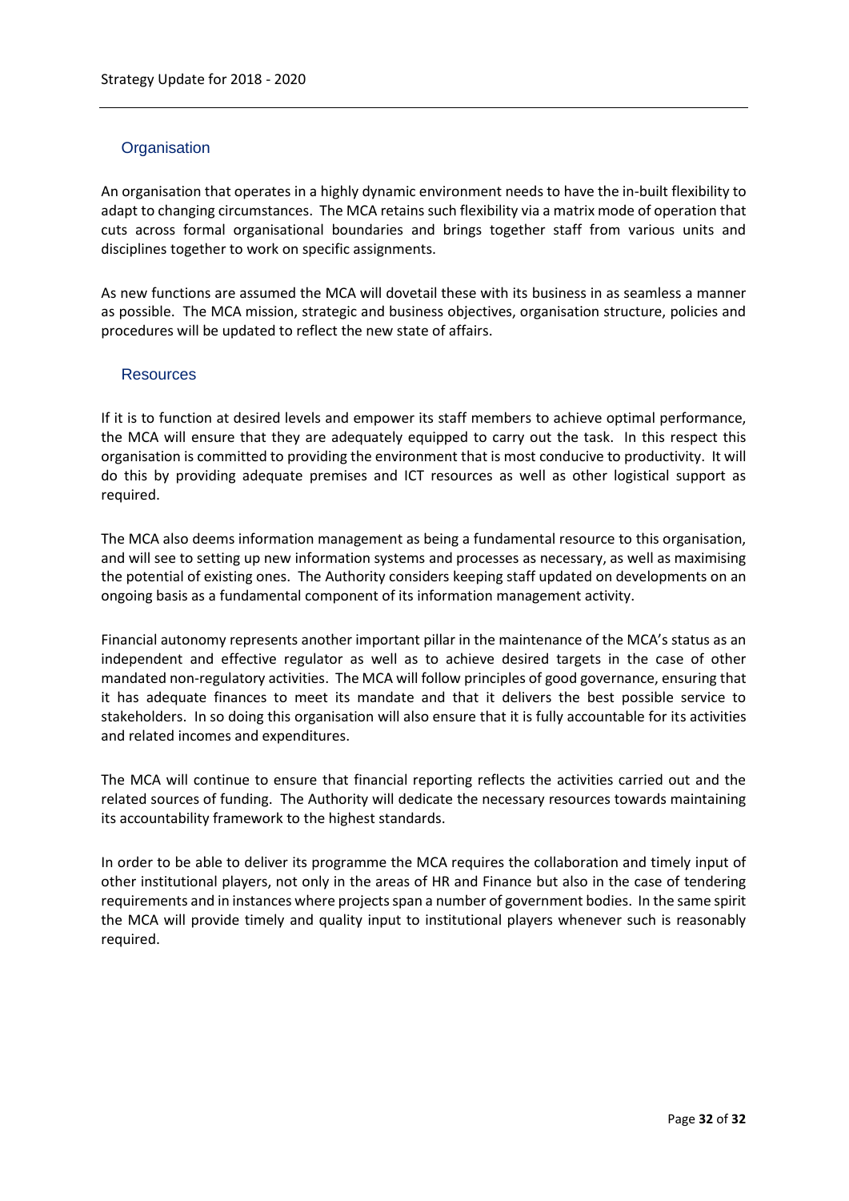## Organisation

An organisation that operates in a highly dynamic environment needs to have the in-built flexibility to adapt to changing circumstances. The MCA retains such flexibility via a matrix mode of operation that cuts across formal organisational boundaries and brings together staff from various units and disciplines together to work on specific assignments.

As new functions are assumed the MCA will dovetail these with its business in as seamless a manner as possible. The MCA mission, strategic and business objectives, organisation structure, policies and procedures will be updated to reflect the new state of affairs.

## Resources

If it is to function at desired levels and empower its staff members to achieve optimal performance, the MCA will ensure that they are adequately equipped to carry out the task. In this respect this organisation is committed to providing the environment that is most conducive to productivity. It will do this by providing adequate premises and ICT resources as well as other logistical support as required.

The MCA also deems information management as being a fundamental resource to this organisation, and will see to setting up new information systems and processes as necessary, as well as maximising the potential of existing ones. The Authority considers keeping staff updated on developments on an ongoing basis as a fundamental component of its information management activity.

Financial autonomy represents another important pillar in the maintenance of the MCA's status as an independent and effective regulator as well as to achieve desired targets in the case of other mandated non-regulatory activities. The MCA will follow principles of good governance, ensuring that it has adequate finances to meet its mandate and that it delivers the best possible service to stakeholders. In so doing this organisation will also ensure that it is fully accountable for its activities and related incomes and expenditures.

The MCA will continue to ensure that financial reporting reflects the activities carried out and the related sources of funding. The Authority will dedicate the necessary resources towards maintaining its accountability framework to the highest standards.

In order to be able to deliver its programme the MCA requires the collaboration and timely input of other institutional players, not only in the areas of HR and Finance but also in the case of tendering requirements and in instances where projects span a number of government bodies. In the same spirit the MCA will provide timely and quality input to institutional players whenever such is reasonably required.